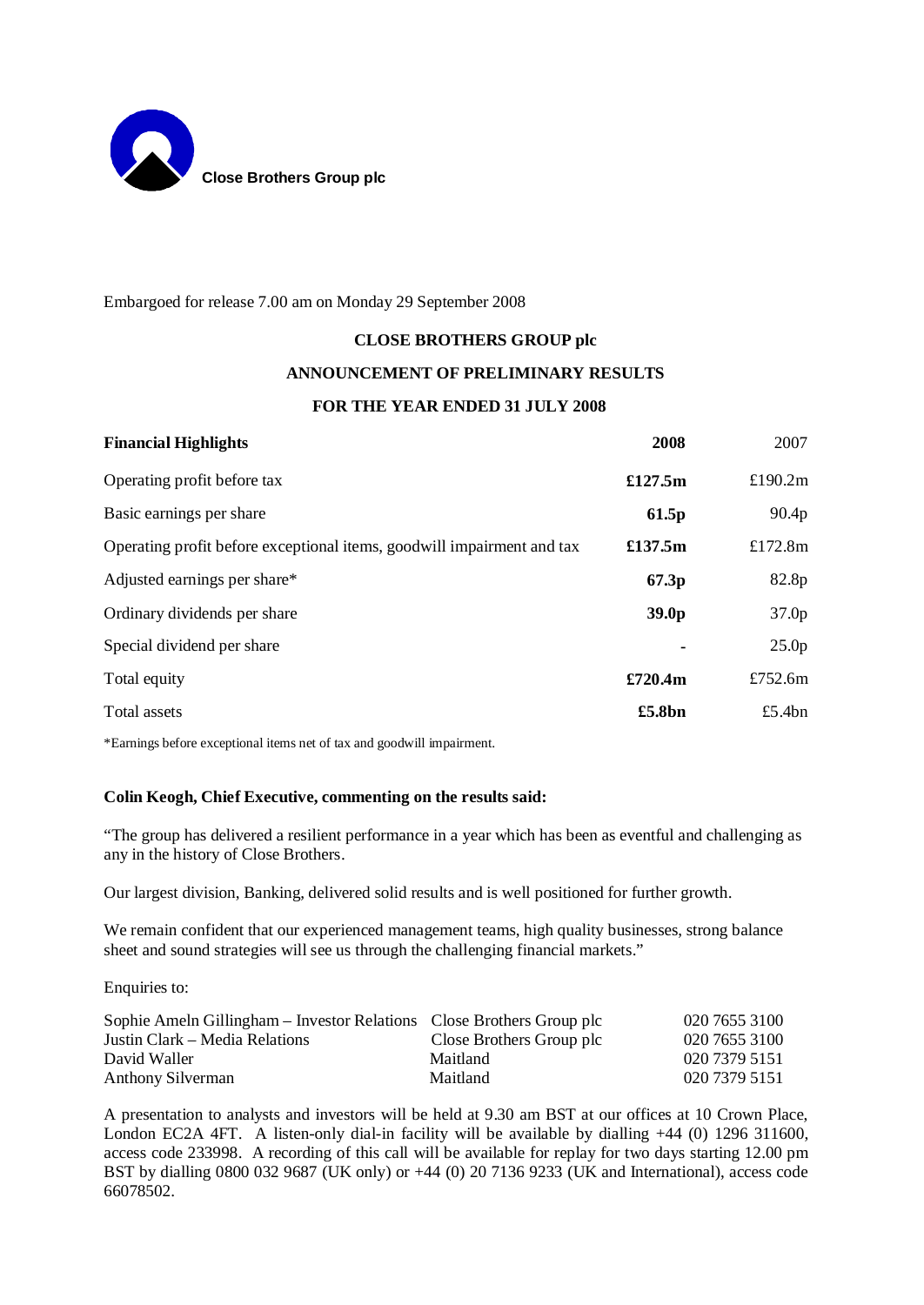**Close Brothers Group plc**

Embargoed for release 7.00 am on Monday 29 September 2008

# CLOSE BROTHERS GROUP plc

## ANNOUNCEMENT OF PRELIMINARY RESULTS

## FOR THE YEAR ENDED 31 JULY 2008

| **Financial Highlights** | **2008** | 2007 |
|---|---|---|
| Operating profit before tax | **£127.5m** | £190.2m |
| Basic earnings per share | **61.5p** | 90.4p |
| Operating profit before exceptional items, goodwill impairment and tax | **£137.5m** | £172.8m |
| Adjusted earnings per share* | **67.3p** | 82.8p |
| Ordinary dividends per share | **39.0p** | 37.0p |
| Special dividend per share | **-** | 25.0p |
| Total equity | **£720.4m** | £752.6m |
| Total assets | **£5.8bn** | £5.4bn |

*Earnings before exceptional items net of tax and goodwill impairment.

**Colin Keogh, Chief Executive, commenting on the results said:**

"The group has delivered a resilient performance in a year which has been as eventful and challenging as any in the history of Close Brothers.

Our largest division, Banking, delivered solid results and is well positioned for further growth.

We remain confident that our experienced management teams, high quality businesses, strong balance sheet and sound strategies will see us through the challenging financial markets."

Enquiries to:

| | | |
|---|---|---|
| Sophie Ameln Gillingham – Investor Relations | Close Brothers Group plc | 020 7655 3100 |
| Justin Clark – Media Relations | Close Brothers Group plc | 020 7655 3100 |
| David Waller | Maitland | 020 7379 5151 |
| Anthony Silverman | Maitland | 020 7379 5151 |

A presentation to analysts and investors will be held at 9.30 am BST at our offices at 10 Crown Place, London EC2A 4FT. A listen-only dial-in facility will be available by dialling +44 (0) 1296 311600, access code 233998. A recording of this call will be available for replay for two days starting 12.00 pm BST by dialling 0800 032 9687 (UK only) or +44 (0) 20 7136 9233 (UK and International), access code 66078502.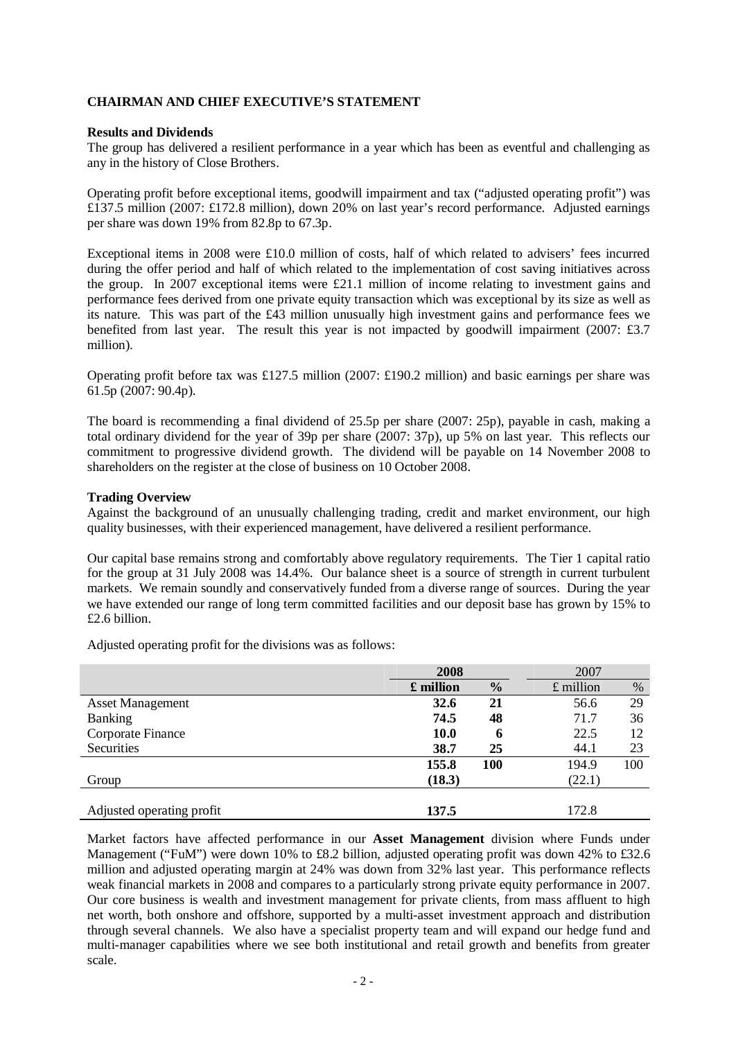## CHAIRMAN AND CHIEF EXECUTIVE'S STATEMENT

### Results and Dividends

The group has delivered a resilient performance in a year which has been as eventful and challenging as any in the history of Close Brothers.

Operating profit before exceptional items, goodwill impairment and tax ("adjusted operating profit") was £137.5 million (2007: £172.8 million), down 20% on last year's record performance. Adjusted earnings per share was down 19% from 82.8p to 67.3p.

Exceptional items in 2008 were £10.0 million of costs, half of which related to advisers' fees incurred during the offer period and half of which related to the implementation of cost saving initiatives across the group. In 2007 exceptional items were £21.1 million of income relating to investment gains and performance fees derived from one private equity transaction which was exceptional by its size as well as its nature. This was part of the £43 million unusually high investment gains and performance fees we benefited from last year. The result this year is not impacted by goodwill impairment (2007: £3.7 million).

Operating profit before tax was £127.5 million (2007: £190.2 million) and basic earnings per share was 61.5p (2007: 90.4p).

The board is recommending a final dividend of 25.5p per share (2007: 25p), payable in cash, making a total ordinary dividend for the year of 39p per share (2007: 37p), up 5% on last year. This reflects our commitment to progressive dividend growth. The dividend will be payable on 14 November 2008 to shareholders on the register at the close of business on 10 October 2008.

### Trading Overview

Against the background of an unusually challenging trading, credit and market environment, our high quality businesses, with their experienced management, have delivered a resilient performance.

Our capital base remains strong and comfortably above regulatory requirements. The Tier 1 capital ratio for the group at 31 July 2008 was 14.4%. Our balance sheet is a source of strength in current turbulent markets. We remain soundly and conservatively funded from a diverse range of sources. During the year we have extended our range of long term committed facilities and our deposit base has grown by 15% to £2.6 billion.

Adjusted operating profit for the divisions was as follows:

| | **2008** | | 2007 | |
|---|---|---|---|---|
| | **£ million** | **%** | £ million | % |
| Asset Management | **32.6** | **21** | 56.6 | 29 |
| Banking | **74.5** | **48** | 71.7 | 36 |
| Corporate Finance | **10.0** | **6** | 22.5 | 12 |
| Securities | **38.7** | **25** | 44.1 | 23 |
| | **155.8** | **100** | 194.9 | 100 |
| Group | **(18.3)** | | (22.1) | |
| Adjusted operating profit | **137.5** | | 172.8 | |

Market factors have affected performance in our **Asset Management** division where Funds under Management ("FuM") were down 10% to £8.2 billion, adjusted operating profit was down 42% to £32.6 million and adjusted operating margin at 24% was down from 32% last year. This performance reflects weak financial markets in 2008 and compares to a particularly strong private equity performance in 2007. Our core business is wealth and investment management for private clients, from mass affluent to high net worth, both onshore and offshore, supported by a multi-asset investment approach and distribution through several channels. We also have a specialist property team and will expand our hedge fund and multi-manager capabilities where we see both institutional and retail growth and benefits from greater scale.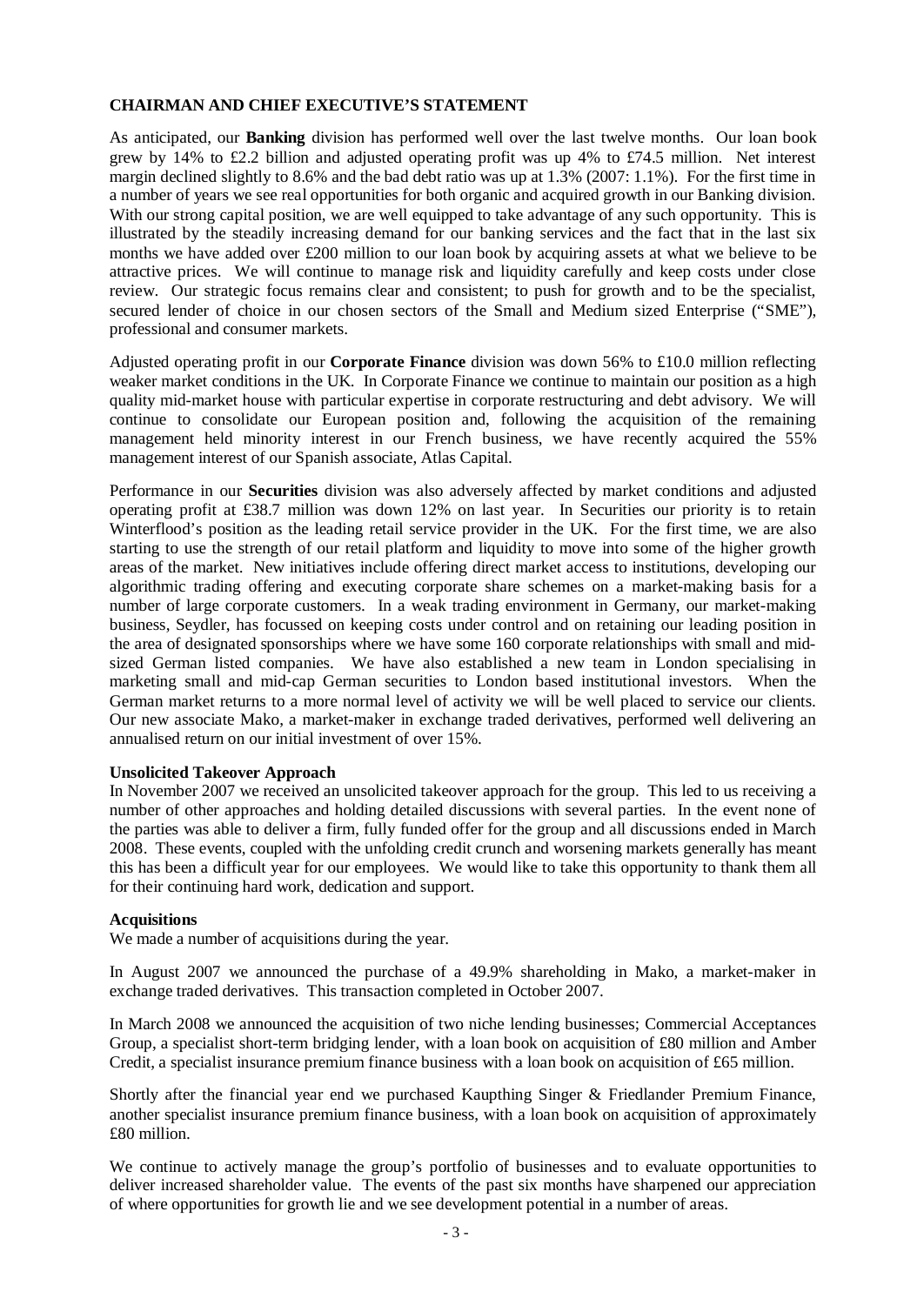## CHAIRMAN AND CHIEF EXECUTIVE'S STATEMENT

As anticipated, our **Banking** division has performed well over the last twelve months. Our loan book grew by 14% to £2.2 billion and adjusted operating profit was up 4% to £74.5 million. Net interest margin declined slightly to 8.6% and the bad debt ratio was up at 1.3% (2007: 1.1%). For the first time in a number of years we see real opportunities for both organic and acquired growth in our Banking division. With our strong capital position, we are well equipped to take advantage of any such opportunity. This is illustrated by the steadily increasing demand for our banking services and the fact that in the last six months we have added over £200 million to our loan book by acquiring assets at what we believe to be attractive prices. We will continue to manage risk and liquidity carefully and keep costs under close review. Our strategic focus remains clear and consistent; to push for growth and to be the specialist, secured lender of choice in our chosen sectors of the Small and Medium sized Enterprise ("SME"), professional and consumer markets.

Adjusted operating profit in our **Corporate Finance** division was down 56% to £10.0 million reflecting weaker market conditions in the UK. In Corporate Finance we continue to maintain our position as a high quality mid-market house with particular expertise in corporate restructuring and debt advisory. We will continue to consolidate our European position and, following the acquisition of the remaining management held minority interest in our French business, we have recently acquired the 55% management interest of our Spanish associate, Atlas Capital.

Performance in our **Securities** division was also adversely affected by market conditions and adjusted operating profit at £38.7 million was down 12% on last year. In Securities our priority is to retain Winterflood's position as the leading retail service provider in the UK. For the first time, we are also starting to use the strength of our retail platform and liquidity to move into some of the higher growth areas of the market. New initiatives include offering direct market access to institutions, developing our algorithmic trading offering and executing corporate share schemes on a market-making basis for a number of large corporate customers. In a weak trading environment in Germany, our market-making business, Seydler, has focussed on keeping costs under control and on retaining our leading position in the area of designated sponsorships where we have some 160 corporate relationships with small and mid-sized German listed companies. We have also established a new team in London specialising in marketing small and mid-cap German securities to London based institutional investors. When the German market returns to a more normal level of activity we will be well placed to service our clients. Our new associate Mako, a market-maker in exchange traded derivatives, performed well delivering an annualised return on our initial investment of over 15%.

### Unsolicited Takeover Approach

In November 2007 we received an unsolicited takeover approach for the group. This led to us receiving a number of other approaches and holding detailed discussions with several parties. In the event none of the parties was able to deliver a firm, fully funded offer for the group and all discussions ended in March 2008. These events, coupled with the unfolding credit crunch and worsening markets generally has meant this has been a difficult year for our employees. We would like to take this opportunity to thank them all for their continuing hard work, dedication and support.

### Acquisitions

We made a number of acquisitions during the year.

In August 2007 we announced the purchase of a 49.9% shareholding in Mako, a market-maker in exchange traded derivatives. This transaction completed in October 2007.

In March 2008 we announced the acquisition of two niche lending businesses; Commercial Acceptances Group, a specialist short-term bridging lender, with a loan book on acquisition of £80 million and Amber Credit, a specialist insurance premium finance business with a loan book on acquisition of £65 million.

Shortly after the financial year end we purchased Kaupthing Singer & Friedlander Premium Finance, another specialist insurance premium finance business, with a loan book on acquisition of approximately £80 million.

We continue to actively manage the group's portfolio of businesses and to evaluate opportunities to deliver increased shareholder value. The events of the past six months have sharpened our appreciation of where opportunities for growth lie and we see development potential in a number of areas.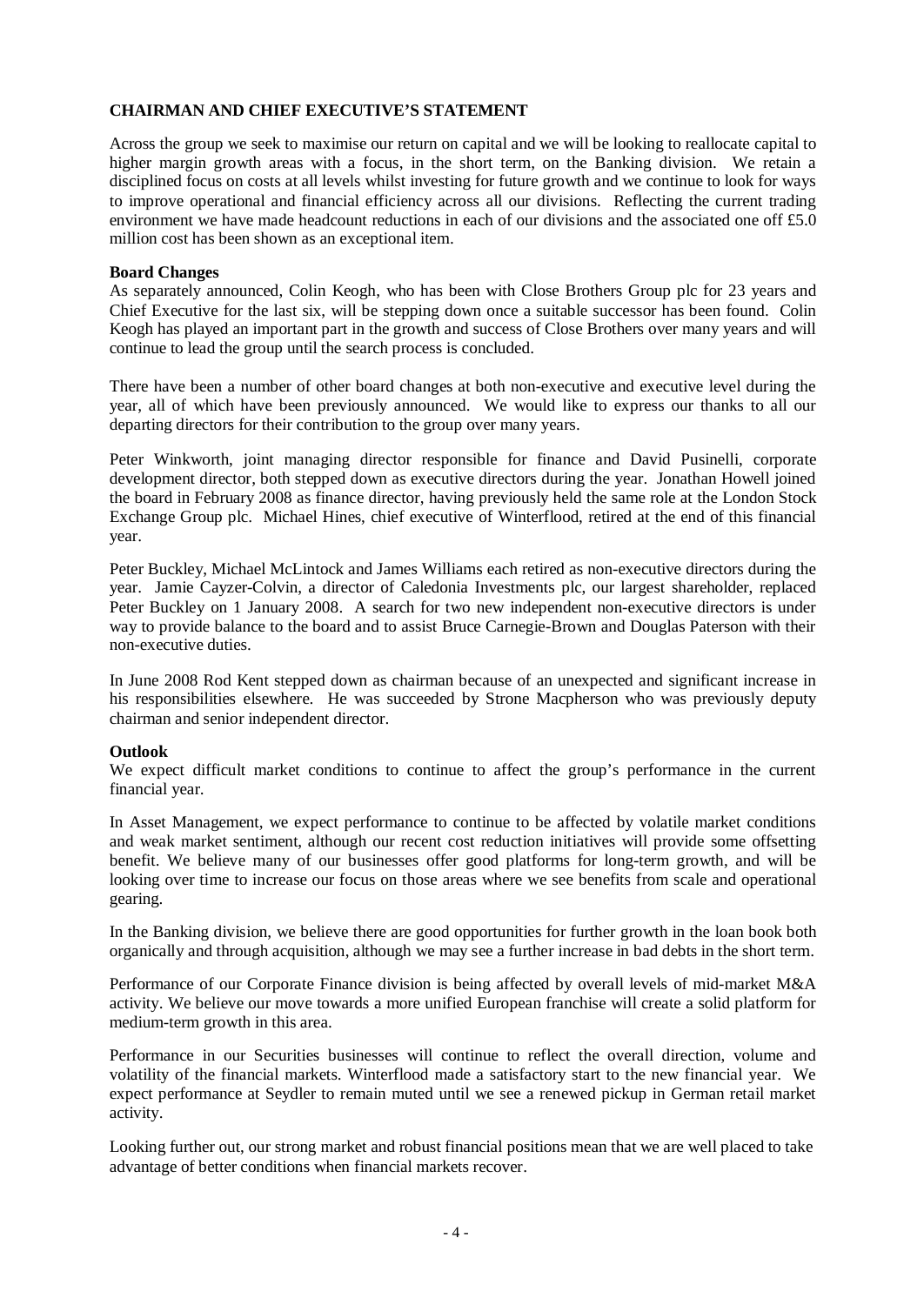**CHAIRMAN AND CHIEF EXECUTIVE'S STATEMENT**

Across the group we seek to maximise our return on capital and we will be looking to reallocate capital to higher margin growth areas with a focus, in the short term, on the Banking division. We retain a disciplined focus on costs at all levels whilst investing for future growth and we continue to look for ways to improve operational and financial efficiency across all our divisions. Reflecting the current trading environment we have made headcount reductions in each of our divisions and the associated one off £5.0 million cost has been shown as an exceptional item.

**Board Changes**

As separately announced, Colin Keogh, who has been with Close Brothers Group plc for 23 years and Chief Executive for the last six, will be stepping down once a suitable successor has been found. Colin Keogh has played an important part in the growth and success of Close Brothers over many years and will continue to lead the group until the search process is concluded.

There have been a number of other board changes at both non-executive and executive level during the year, all of which have been previously announced. We would like to express our thanks to all our departing directors for their contribution to the group over many years.

Peter Winkworth, joint managing director responsible for finance and David Pusinelli, corporate development director, both stepped down as executive directors during the year. Jonathan Howell joined the board in February 2008 as finance director, having previously held the same role at the London Stock Exchange Group plc. Michael Hines, chief executive of Winterflood, retired at the end of this financial year.

Peter Buckley, Michael McLintock and James Williams each retired as non-executive directors during the year. Jamie Cayzer-Colvin, a director of Caledonia Investments plc, our largest shareholder, replaced Peter Buckley on 1 January 2008. A search for two new independent non-executive directors is under way to provide balance to the board and to assist Bruce Carnegie-Brown and Douglas Paterson with their non-executive duties.

In June 2008 Rod Kent stepped down as chairman because of an unexpected and significant increase in his responsibilities elsewhere. He was succeeded by Strone Macpherson who was previously deputy chairman and senior independent director.

**Outlook**

We expect difficult market conditions to continue to affect the group's performance in the current financial year.

In Asset Management, we expect performance to continue to be affected by volatile market conditions and weak market sentiment, although our recent cost reduction initiatives will provide some offsetting benefit. We believe many of our businesses offer good platforms for long-term growth, and will be looking over time to increase our focus on those areas where we see benefits from scale and operational gearing.

In the Banking division, we believe there are good opportunities for further growth in the loan book both organically and through acquisition, although we may see a further increase in bad debts in the short term.

Performance of our Corporate Finance division is being affected by overall levels of mid-market M&A activity. We believe our move towards a more unified European franchise will create a solid platform for medium-term growth in this area.

Performance in our Securities businesses will continue to reflect the overall direction, volume and volatility of the financial markets. Winterflood made a satisfactory start to the new financial year. We expect performance at Seydler to remain muted until we see a renewed pickup in German retail market activity.

Looking further out, our strong market and robust financial positions mean that we are well placed to take advantage of better conditions when financial markets recover.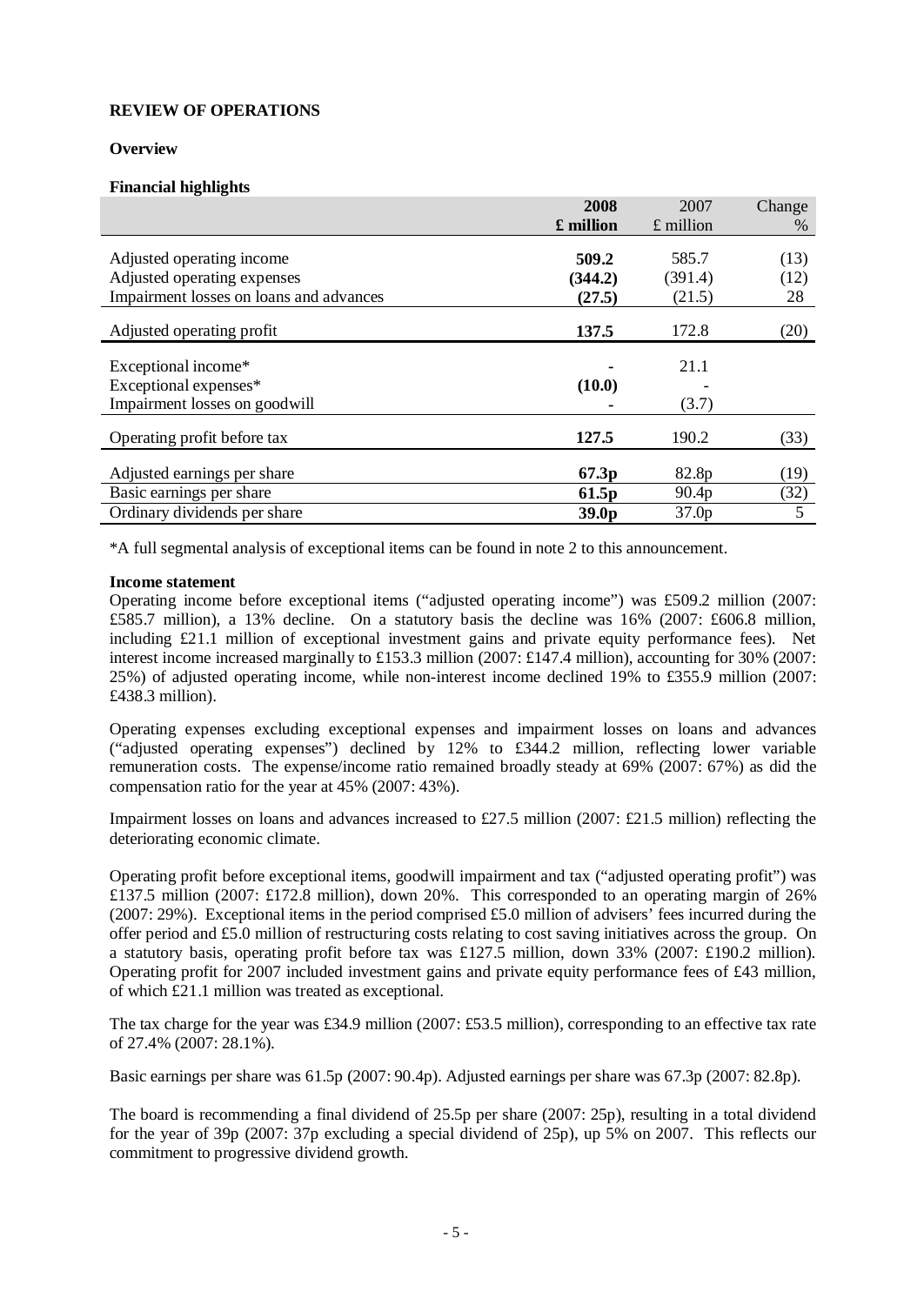**REVIEW OF OPERATIONS**

**Overview**

**Financial highlights**

| | **2008 £ million** | 2007 £ million | Change % |
|---|---|---|---|
| Adjusted operating income | **509.2** | 585.7 | (13) |
| Adjusted operating expenses | **(344.2)** | (391.4) | (12) |
| Impairment losses on loans and advances | **(27.5)** | (21.5) | 28 |
| Adjusted operating profit | **137.5** | 172.8 | (20) |
| Exceptional income* | **-** | 21.1 | |
| Exceptional expenses* | **(10.0)** | - | |
| Impairment losses on goodwill | **-** | (3.7) | |
| Operating profit before tax | **127.5** | 190.2 | (33) |
| Adjusted earnings per share | **67.3p** | 82.8p | (19) |
| Basic earnings per share | **61.5p** | 90.4p | (32) |
| Ordinary dividends per share | **39.0p** | 37.0p | 5 |

*A full segmental analysis of exceptional items can be found in note 2 to this announcement.

**Income statement**

Operating income before exceptional items ("adjusted operating income") was £509.2 million (2007: £585.7 million), a 13% decline. On a statutory basis the decline was 16% (2007: £606.8 million, including £21.1 million of exceptional investment gains and private equity performance fees). Net interest income increased marginally to £153.3 million (2007: £147.4 million), accounting for 30% (2007: 25%) of adjusted operating income, while non-interest income declined 19% to £355.9 million (2007: £438.3 million).

Operating expenses excluding exceptional expenses and impairment losses on loans and advances ("adjusted operating expenses") declined by 12% to £344.2 million, reflecting lower variable remuneration costs. The expense/income ratio remained broadly steady at 69% (2007: 67%) as did the compensation ratio for the year at 45% (2007: 43%).

Impairment losses on loans and advances increased to £27.5 million (2007: £21.5 million) reflecting the deteriorating economic climate.

Operating profit before exceptional items, goodwill impairment and tax ("adjusted operating profit") was £137.5 million (2007: £172.8 million), down 20%. This corresponded to an operating margin of 26% (2007: 29%). Exceptional items in the period comprised £5.0 million of advisers' fees incurred during the offer period and £5.0 million of restructuring costs relating to cost saving initiatives across the group. On a statutory basis, operating profit before tax was £127.5 million, down 33% (2007: £190.2 million). Operating profit for 2007 included investment gains and private equity performance fees of £43 million, of which £21.1 million was treated as exceptional.

The tax charge for the year was £34.9 million (2007: £53.5 million), corresponding to an effective tax rate of 27.4% (2007: 28.1%).

Basic earnings per share was 61.5p (2007: 90.4p). Adjusted earnings per share was 67.3p (2007: 82.8p).

The board is recommending a final dividend of 25.5p per share (2007: 25p), resulting in a total dividend for the year of 39p (2007: 37p excluding a special dividend of 25p), up 5% on 2007. This reflects our commitment to progressive dividend growth.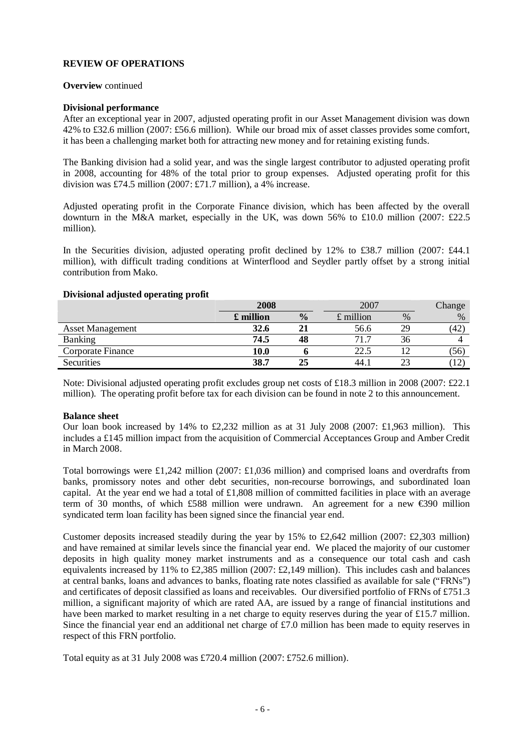## REVIEW OF OPERATIONS

**Overview** continued

**Divisional performance**

After an exceptional year in 2007, adjusted operating profit in our Asset Management division was down 42% to £32.6 million (2007: £56.6 million). While our broad mix of asset classes provides some comfort, it has been a challenging market both for attracting new money and for retaining existing funds.

The Banking division had a solid year, and was the single largest contributor to adjusted operating profit in 2008, accounting for 48% of the total prior to group expenses. Adjusted operating profit for this division was £74.5 million (2007: £71.7 million), a 4% increase.

Adjusted operating profit in the Corporate Finance division, which has been affected by the overall downturn in the M&A market, especially in the UK, was down 56% to £10.0 million (2007: £22.5 million).

In the Securities division, adjusted operating profit declined by 12% to £38.7 million (2007: £44.1 million), with difficult trading conditions at Winterflood and Seydler partly offset by a strong initial contribution from Mako.

**Divisional adjusted operating profit**

| | **2008** | | 2007 | | Change |
|---|---|---|---|---|---|
| | **£ million** | **%** | £ million | % | % |
| Asset Management | **32.6** | **21** | 56.6 | 29 | (42) |
| Banking | **74.5** | **48** | 71.7 | 36 | 4 |
| Corporate Finance | **10.0** | **6** | 22.5 | 12 | (56) |
| Securities | **38.7** | **25** | 44.1 | 23 | (12) |

Note: Divisional adjusted operating profit excludes group net costs of £18.3 million in 2008 (2007: £22.1 million). The operating profit before tax for each division can be found in note 2 to this announcement.

**Balance sheet**

Our loan book increased by 14% to £2,232 million as at 31 July 2008 (2007: £1,963 million). This includes a £145 million impact from the acquisition of Commercial Acceptances Group and Amber Credit in March 2008.

Total borrowings were £1,242 million (2007: £1,036 million) and comprised loans and overdrafts from banks, promissory notes and other debt securities, non-recourse borrowings, and subordinated loan capital. At the year end we had a total of £1,808 million of committed facilities in place with an average term of 30 months, of which £588 million were undrawn. An agreement for a new €390 million syndicated term loan facility has been signed since the financial year end.

Customer deposits increased steadily during the year by 15% to £2,642 million (2007: £2,303 million) and have remained at similar levels since the financial year end. We placed the majority of our customer deposits in high quality money market instruments and as a consequence our total cash and cash equivalents increased by 11% to £2,385 million (2007: £2,149 million). This includes cash and balances at central banks, loans and advances to banks, floating rate notes classified as available for sale ("FRNs") and certificates of deposit classified as loans and receivables. Our diversified portfolio of FRNs of £751.3 million, a significant majority of which are rated AA, are issued by a range of financial institutions and have been marked to market resulting in a net charge to equity reserves during the year of £15.7 million. Since the financial year end an additional net charge of £7.0 million has been made to equity reserves in respect of this FRN portfolio.

Total equity as at 31 July 2008 was £720.4 million (2007: £752.6 million).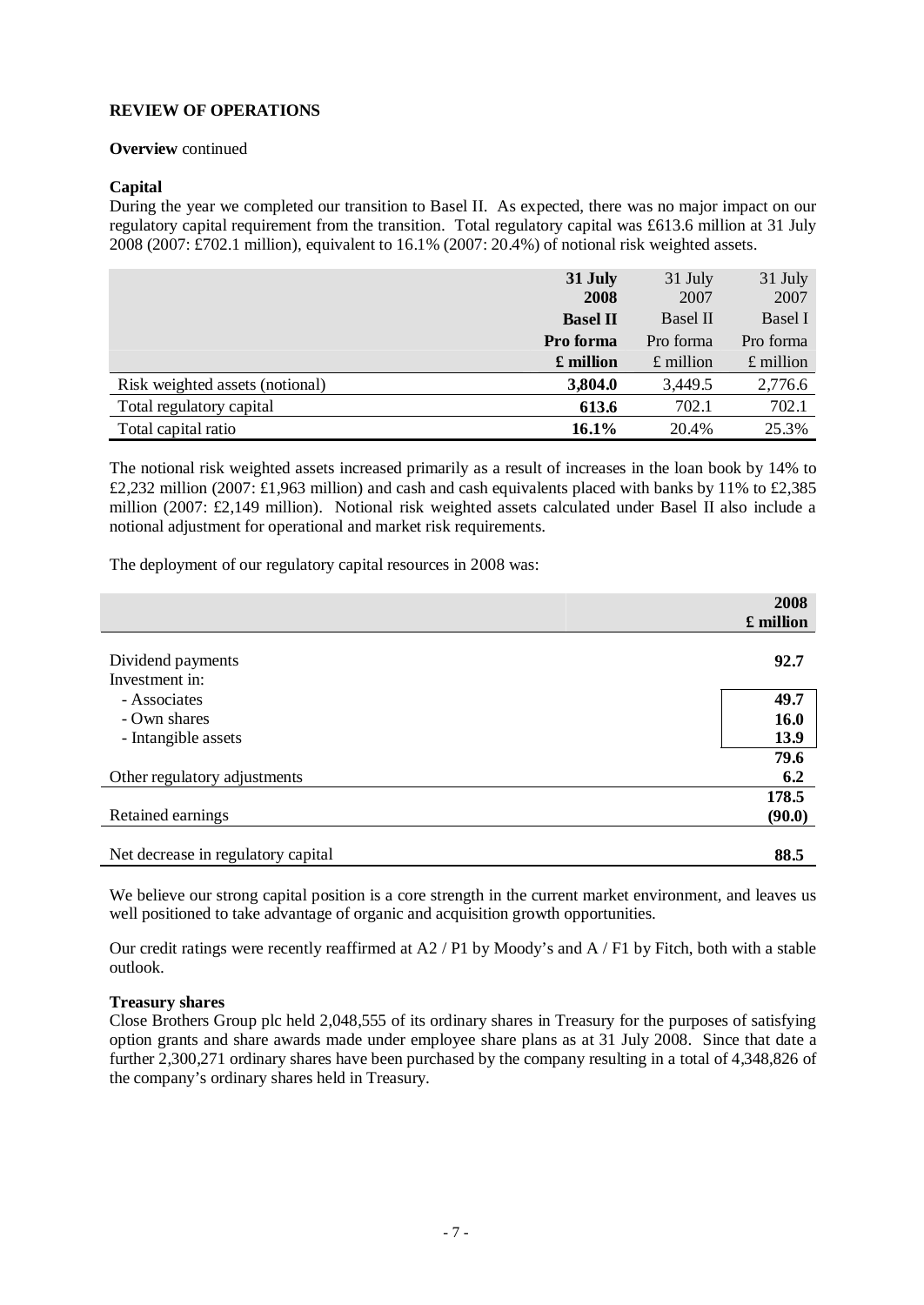**REVIEW OF OPERATIONS**

**Overview** continued

**Capital**

During the year we completed our transition to Basel II. As expected, there was no major impact on our regulatory capital requirement from the transition. Total regulatory capital was £613.6 million at 31 July 2008 (2007: £702.1 million), equivalent to 16.1% (2007: 20.4%) of notional risk weighted assets.

| | **31 July 2008** | 31 July 2007 | 31 July 2007 |
|---|---|---|---|
| | **Basel II** | Basel II | Basel I |
| | **Pro forma** | Pro forma | Pro forma |
| | **£ million** | £ million | £ million |
| Risk weighted assets (notional) | **3,804.0** | 3,449.5 | 2,776.6 |
| Total regulatory capital | **613.6** | 702.1 | 702.1 |
| Total capital ratio | **16.1%** | 20.4% | 25.3% |

The notional risk weighted assets increased primarily as a result of increases in the loan book by 14% to £2,232 million (2007: £1,963 million) and cash and cash equivalents placed with banks by 11% to £2,385 million (2007: £2,149 million). Notional risk weighted assets calculated under Basel II also include a notional adjustment for operational and market risk requirements.

The deployment of our regulatory capital resources in 2008 was:

| | **2008** |
|---|---|
| | **£ million** |
| Dividend payments | **92.7** |
| Investment in: | |
| - Associates | **49.7** |
| - Own shares | **16.0** |
| - Intangible assets | **13.9** |
| | **79.6** |
| Other regulatory adjustments | **6.2** |
| | **178.5** |
| Retained earnings | **(90.0)** |
| Net decrease in regulatory capital | **88.5** |

We believe our strong capital position is a core strength in the current market environment, and leaves us well positioned to take advantage of organic and acquisition growth opportunities.

Our credit ratings were recently reaffirmed at A2 / P1 by Moody's and A / F1 by Fitch, both with a stable outlook.

**Treasury shares**

Close Brothers Group plc held 2,048,555 of its ordinary shares in Treasury for the purposes of satisfying option grants and share awards made under employee share plans as at 31 July 2008. Since that date a further 2,300,271 ordinary shares have been purchased by the company resulting in a total of 4,348,826 of the company's ordinary shares held in Treasury.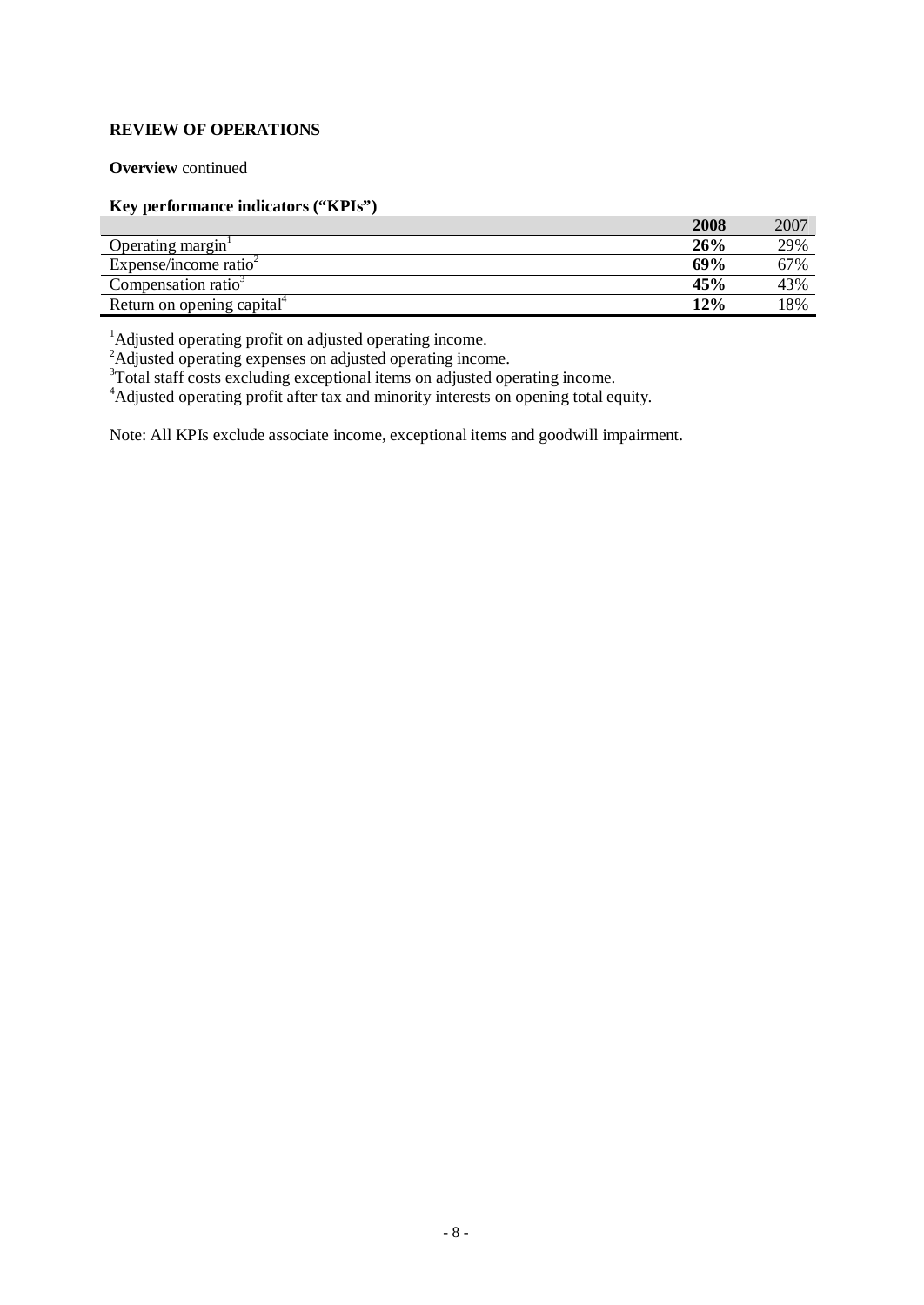**REVIEW OF OPERATIONS**

**Overview** continued

**Key performance indicators ("KPIs")**

| | **2008** | 2007 |
|---|---|---|
| Operating margin[1] | **26%** | 29% |
| Expense/income ratio[2] | **69%** | 67% |
| Compensation ratio[3] | **45%** | 43% |
| Return on opening capital[4] | **12%** | 18% |

[1]Adjusted operating profit on adjusted operating income.
[2]Adjusted operating expenses on adjusted operating income.
[3]Total staff costs excluding exceptional items on adjusted operating income.
[4]Adjusted operating profit after tax and minority interests on opening total equity.

Note: All KPIs exclude associate income, exceptional items and goodwill impairment.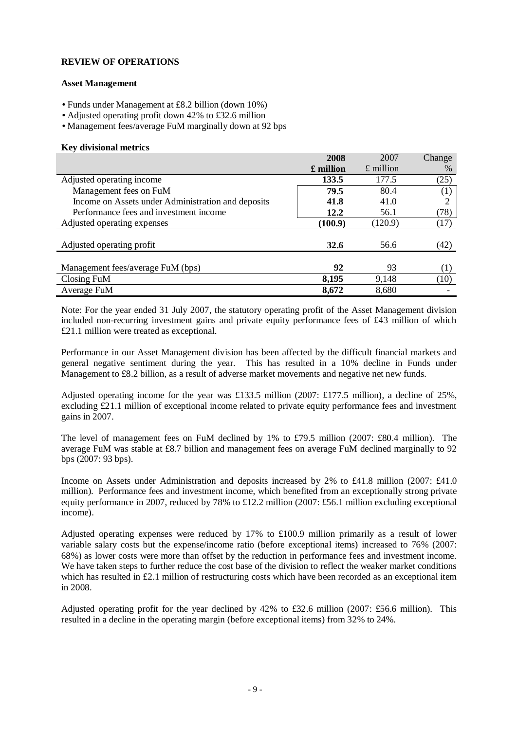**REVIEW OF OPERATIONS**

**Asset Management**

- Funds under Management at £8.2 billion (down 10%)
- Adjusted operating profit down 42% to £32.6 million
- Management fees/average FuM marginally down at 92 bps

**Key divisional metrics**

| | **2008** | 2007 | Change |
|---|---|---|---|
| | **£ million** | £ million | % |
| Adjusted operating income | **133.5** | 177.5 | (25) |
| Management fees on FuM | **79.5** | 80.4 | (1) |
| Income on Assets under Administration and deposits | **41.8** | 41.0 | 2 |
| Performance fees and investment income | **12.2** | 56.1 | (78) |
| Adjusted operating expenses | **(100.9)** | (120.9) | (17) |
| Adjusted operating profit | **32.6** | 56.6 | (42) |
| Management fees/average FuM (bps) | **92** | 93 | (1) |
| Closing FuM | **8,195** | 9,148 | (10) |
| Average FuM | **8,672** | 8,680 | - |

Note: For the year ended 31 July 2007, the statutory operating profit of the Asset Management division included non-recurring investment gains and private equity performance fees of £43 million of which £21.1 million were treated as exceptional.

Performance in our Asset Management division has been affected by the difficult financial markets and general negative sentiment during the year. This has resulted in a 10% decline in Funds under Management to £8.2 billion, as a result of adverse market movements and negative net new funds.

Adjusted operating income for the year was £133.5 million (2007: £177.5 million), a decline of 25%, excluding £21.1 million of exceptional income related to private equity performance fees and investment gains in 2007.

The level of management fees on FuM declined by 1% to £79.5 million (2007: £80.4 million). The average FuM was stable at £8.7 billion and management fees on average FuM declined marginally to 92 bps (2007: 93 bps).

Income on Assets under Administration and deposits increased by 2% to £41.8 million (2007: £41.0 million). Performance fees and investment income, which benefited from an exceptionally strong private equity performance in 2007, reduced by 78% to £12.2 million (2007: £56.1 million excluding exceptional income).

Adjusted operating expenses were reduced by 17% to £100.9 million primarily as a result of lower variable salary costs but the expense/income ratio (before exceptional items) increased to 76% (2007: 68%) as lower costs were more than offset by the reduction in performance fees and investment income. We have taken steps to further reduce the cost base of the division to reflect the weaker market conditions which has resulted in £2.1 million of restructuring costs which have been recorded as an exceptional item in 2008.

Adjusted operating profit for the year declined by 42% to £32.6 million (2007: £56.6 million). This resulted in a decline in the operating margin (before exceptional items) from 32% to 24%.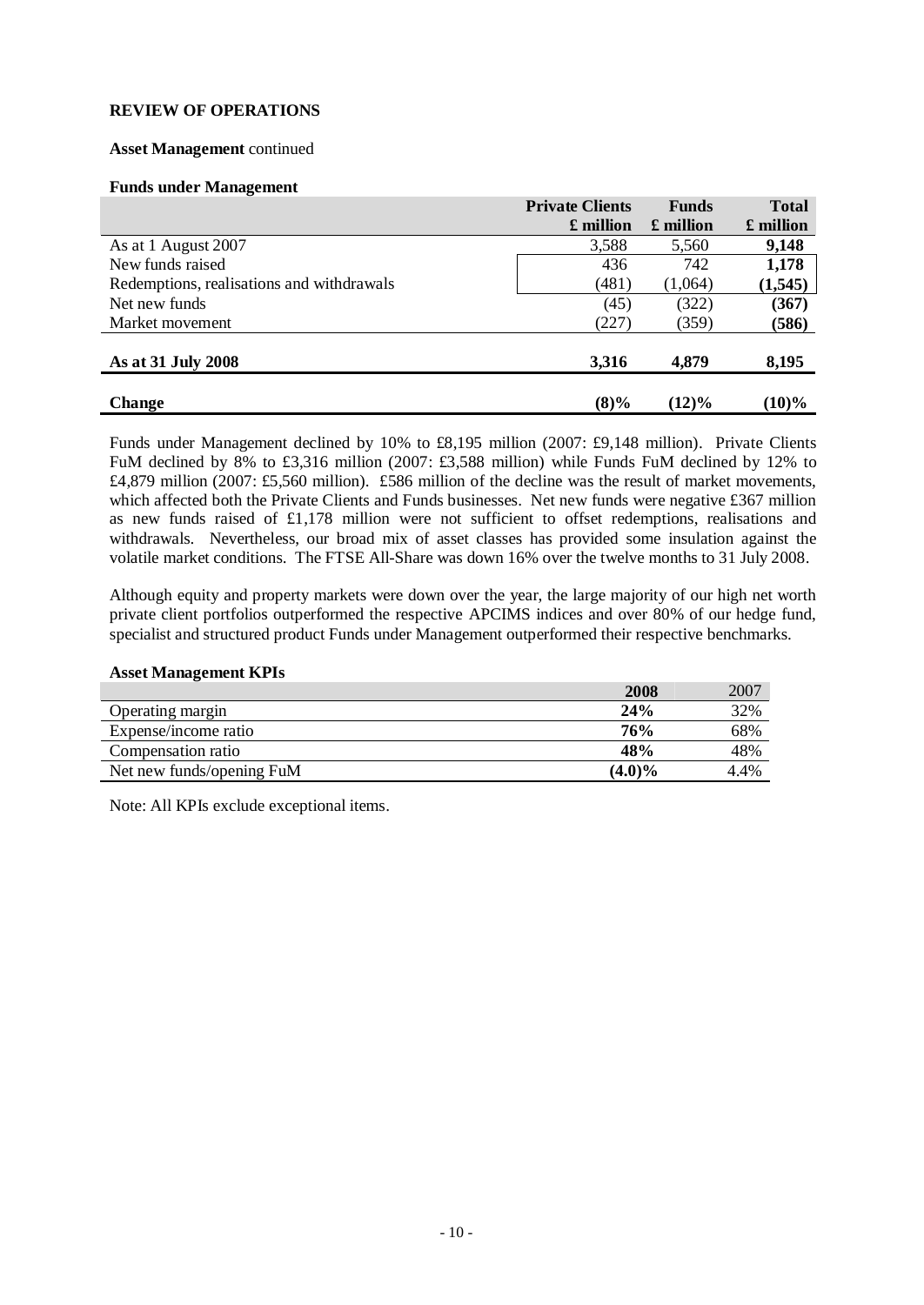**REVIEW OF OPERATIONS**

**Asset Management** continued

**Funds under Management**

| | Private Clients £ million | Funds £ million | Total £ million |
|---|---|---|---|
| As at 1 August 2007 | 3,588 | 5,560 | **9,148** |
| New funds raised | 436 | 742 | **1,178** |
| Redemptions, realisations and withdrawals | (481) | (1,064) | **(1,545)** |
| Net new funds | (45) | (322) | **(367)** |
| Market movement | (227) | (359) | **(586)** |
| **As at 31 July 2008** | **3,316** | **4,879** | **8,195** |
| **Change** | **(8)%** | **(12)%** | **(10)%** |

Funds under Management declined by 10% to £8,195 million (2007: £9,148 million). Private Clients FuM declined by 8% to £3,316 million (2007: £3,588 million) while Funds FuM declined by 12% to £4,879 million (2007: £5,560 million). £586 million of the decline was the result of market movements, which affected both the Private Clients and Funds businesses. Net new funds were negative £367 million as new funds raised of £1,178 million were not sufficient to offset redemptions, realisations and withdrawals. Nevertheless, our broad mix of asset classes has provided some insulation against the volatile market conditions. The FTSE All-Share was down 16% over the twelve months to 31 July 2008.

Although equity and property markets were down over the year, the large majority of our high net worth private client portfolios outperformed the respective APCIMS indices and over 80% of our hedge fund, specialist and structured product Funds under Management outperformed their respective benchmarks.

**Asset Management KPIs**

| | **2008** | 2007 |
|---|---|---|
| Operating margin | **24%** | 32% |
| Expense/income ratio | **76%** | 68% |
| Compensation ratio | **48%** | 48% |
| Net new funds/opening FuM | **(4.0)%** | 4.4% |

Note: All KPIs exclude exceptional items.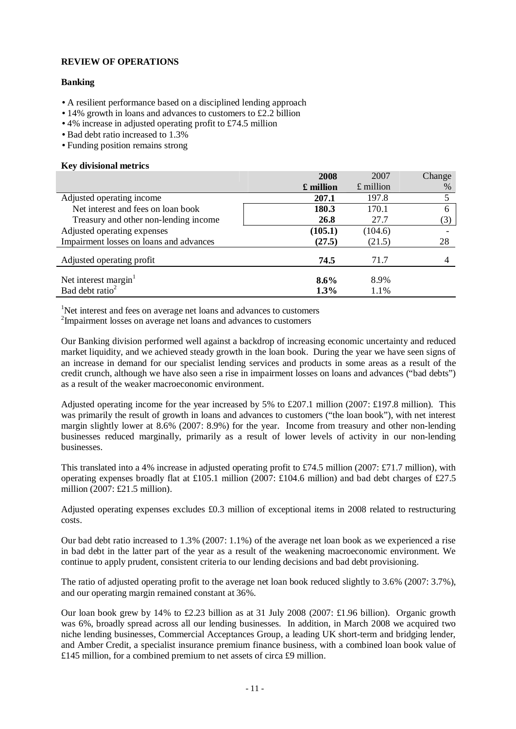## REVIEW OF OPERATIONS

### Banking

- A resilient performance based on a disciplined lending approach
- 14% growth in loans and advances to customers to £2.2 billion
- 4% increase in adjusted operating profit to £74.5 million
- Bad debt ratio increased to 1.3%
- Funding position remains strong

**Key divisional metrics**

| | **2008 £ million** | 2007 £ million | Change % |
|---|---|---|---|
| Adjusted operating income | **207.1** | 197.8 | 5 |
| Net interest and fees on loan book | **180.3** | 170.1 | 6 |
| Treasury and other non-lending income | **26.8** | 27.7 | (3) |
| Adjusted operating expenses | **(105.1)** | (104.6) | - |
| Impairment losses on loans and advances | **(27.5)** | (21.5) | 28 |
| Adjusted operating profit | **74.5** | 71.7 | 4 |
| Net interest margin[1] | **8.6%** | 8.9% | |
| Bad debt ratio[2] | **1.3%** | 1.1% | |

[1]Net interest and fees on average net loans and advances to customers
[2]Impairment losses on average net loans and advances to customers

Our Banking division performed well against a backdrop of increasing economic uncertainty and reduced market liquidity, and we achieved steady growth in the loan book. During the year we have seen signs of an increase in demand for our specialist lending services and products in some areas as a result of the credit crunch, although we have also seen a rise in impairment losses on loans and advances ("bad debts") as a result of the weaker macroeconomic environment.

Adjusted operating income for the year increased by 5% to £207.1 million (2007: £197.8 million). This was primarily the result of growth in loans and advances to customers ("the loan book"), with net interest margin slightly lower at 8.6% (2007: 8.9%) for the year. Income from treasury and other non-lending businesses reduced marginally, primarily as a result of lower levels of activity in our non-lending businesses.

This translated into a 4% increase in adjusted operating profit to £74.5 million (2007: £71.7 million), with operating expenses broadly flat at £105.1 million (2007: £104.6 million) and bad debt charges of £27.5 million (2007: £21.5 million).

Adjusted operating expenses excludes £0.3 million of exceptional items in 2008 related to restructuring costs.

Our bad debt ratio increased to 1.3% (2007: 1.1%) of the average net loan book as we experienced a rise in bad debt in the latter part of the year as a result of the weakening macroeconomic environment. We continue to apply prudent, consistent criteria to our lending decisions and bad debt provisioning.

The ratio of adjusted operating profit to the average net loan book reduced slightly to 3.6% (2007: 3.7%), and our operating margin remained constant at 36%.

Our loan book grew by 14% to £2.23 billion as at 31 July 2008 (2007: £1.96 billion). Organic growth was 6%, broadly spread across all our lending businesses. In addition, in March 2008 we acquired two niche lending businesses, Commercial Acceptances Group, a leading UK short-term and bridging lender, and Amber Credit, a specialist insurance premium finance business, with a combined loan book value of £145 million, for a combined premium to net assets of circa £9 million.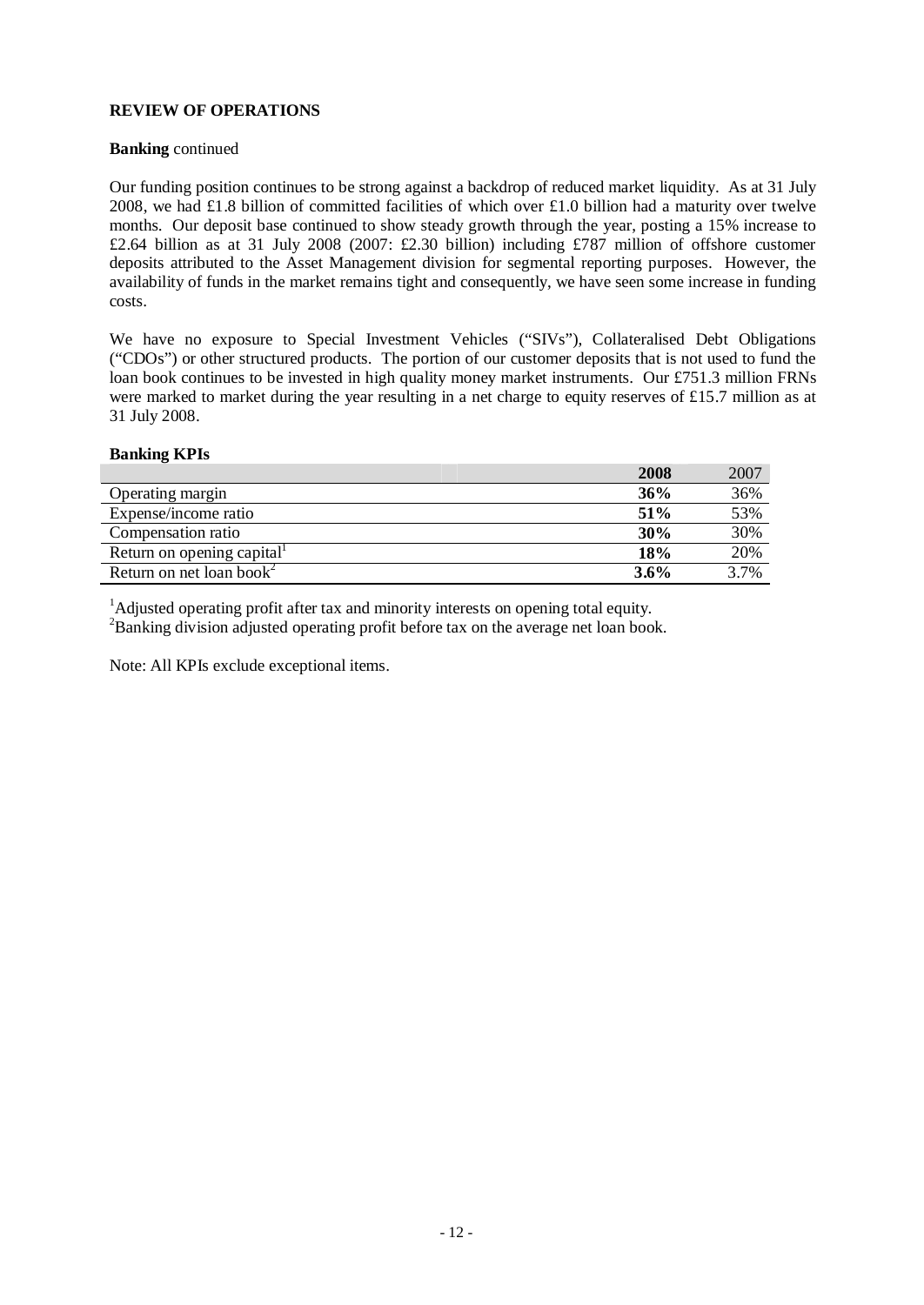**REVIEW OF OPERATIONS**

**Banking** continued

Our funding position continues to be strong against a backdrop of reduced market liquidity. As at 31 July 2008, we had £1.8 billion of committed facilities of which over £1.0 billion had a maturity over twelve months. Our deposit base continued to show steady growth through the year, posting a 15% increase to £2.64 billion as at 31 July 2008 (2007: £2.30 billion) including £787 million of offshore customer deposits attributed to the Asset Management division for segmental reporting purposes. However, the availability of funds in the market remains tight and consequently, we have seen some increase in funding costs.

We have no exposure to Special Investment Vehicles ("SIVs"), Collateralised Debt Obligations ("CDOs") or other structured products. The portion of our customer deposits that is not used to fund the loan book continues to be invested in high quality money market instruments. Our £751.3 million FRNs were marked to market during the year resulting in a net charge to equity reserves of £15.7 million as at 31 July 2008.

**Banking KPIs**

| | **2008** | 2007 |
|---|---|---|
| Operating margin | **36%** | 36% |
| Expense/income ratio | **51%** | 53% |
| Compensation ratio | **30%** | 30% |
| Return on opening capital[1] | **18%** | 20% |
| Return on net loan book[2] | **3.6%** | 3.7% |

[1]Adjusted operating profit after tax and minority interests on opening total equity.
[2]Banking division adjusted operating profit before tax on the average net loan book.

Note: All KPIs exclude exceptional items.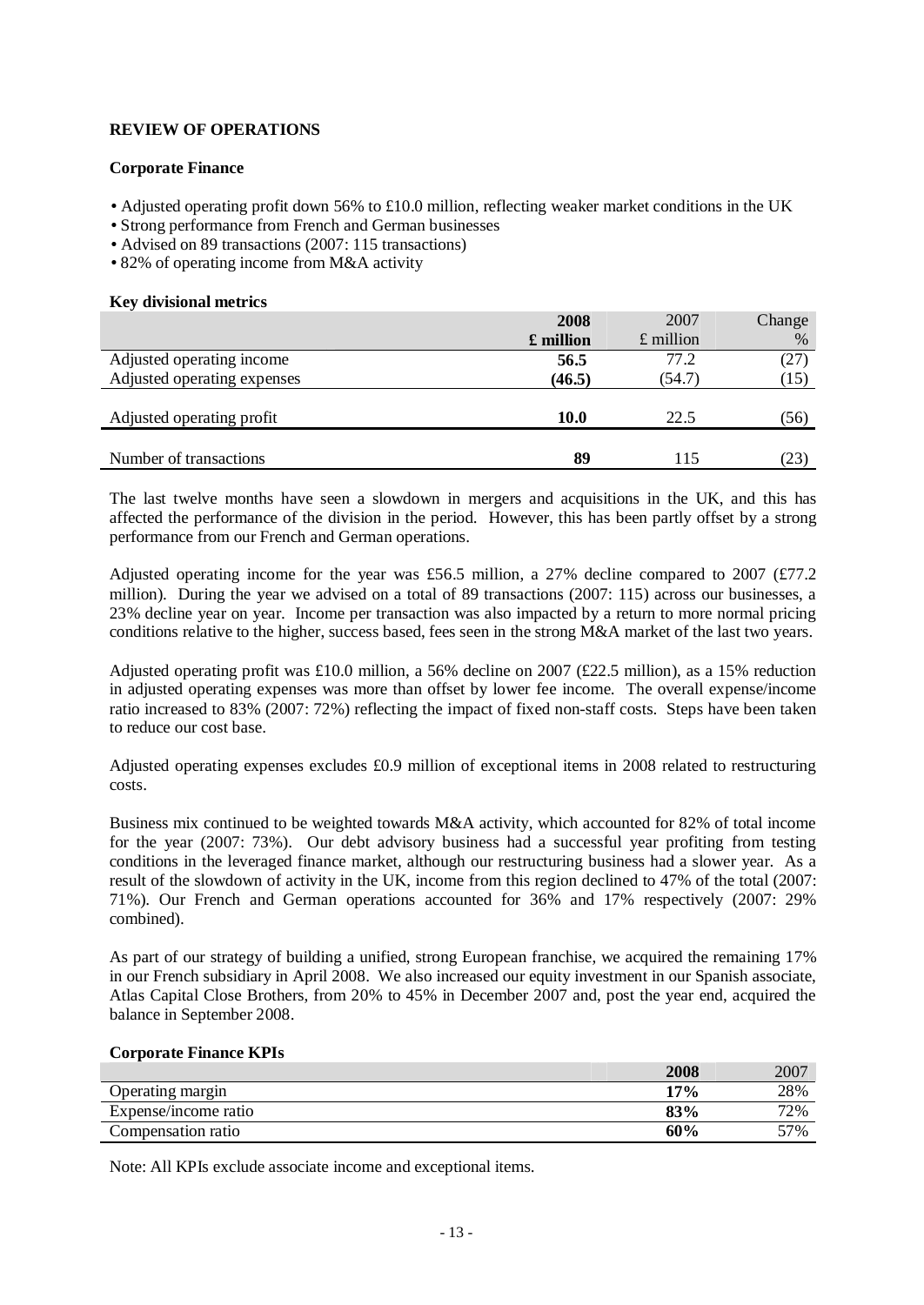## REVIEW OF OPERATIONS

### Corporate Finance

- Adjusted operating profit down 56% to £10.0 million, reflecting weaker market conditions in the UK
- Strong performance from French and German businesses
- Advised on 89 transactions (2007: 115 transactions)
- 82% of operating income from M&A activity

**Key divisional metrics**

| | 2008<br>£ million | 2007<br>£ million | Change<br>% |
|---|---|---|---|
| Adjusted operating income | **56.5** | 77.2 | (27) |
| Adjusted operating expenses | **(46.5)** | (54.7) | (15) |
| Adjusted operating profit | **10.0** | 22.5 | (56) |
| Number of transactions | **89** | 115 | (23) |

The last twelve months have seen a slowdown in mergers and acquisitions in the UK, and this has affected the performance of the division in the period. However, this has been partly offset by a strong performance from our French and German operations.

Adjusted operating income for the year was £56.5 million, a 27% decline compared to 2007 (£77.2 million). During the year we advised on a total of 89 transactions (2007: 115) across our businesses, a 23% decline year on year. Income per transaction was also impacted by a return to more normal pricing conditions relative to the higher, success based, fees seen in the strong M&A market of the last two years.

Adjusted operating profit was £10.0 million, a 56% decline on 2007 (£22.5 million), as a 15% reduction in adjusted operating expenses was more than offset by lower fee income. The overall expense/income ratio increased to 83% (2007: 72%) reflecting the impact of fixed non-staff costs. Steps have been taken to reduce our cost base.

Adjusted operating expenses excludes £0.9 million of exceptional items in 2008 related to restructuring costs.

Business mix continued to be weighted towards M&A activity, which accounted for 82% of total income for the year (2007: 73%). Our debt advisory business had a successful year profiting from testing conditions in the leveraged finance market, although our restructuring business had a slower year. As a result of the slowdown of activity in the UK, income from this region declined to 47% of the total (2007: 71%). Our French and German operations accounted for 36% and 17% respectively (2007: 29% combined).

As part of our strategy of building a unified, strong European franchise, we acquired the remaining 17% in our French subsidiary in April 2008. We also increased our equity investment in our Spanish associate, Atlas Capital Close Brothers, from 20% to 45% in December 2007 and, post the year end, acquired the balance in September 2008.

**Corporate Finance KPIs**

| | 2008 | 2007 |
|---|---|---|
| Operating margin | **17%** | 28% |
| Expense/income ratio | **83%** | 72% |
| Compensation ratio | **60%** | 57% |

Note: All KPIs exclude associate income and exceptional items.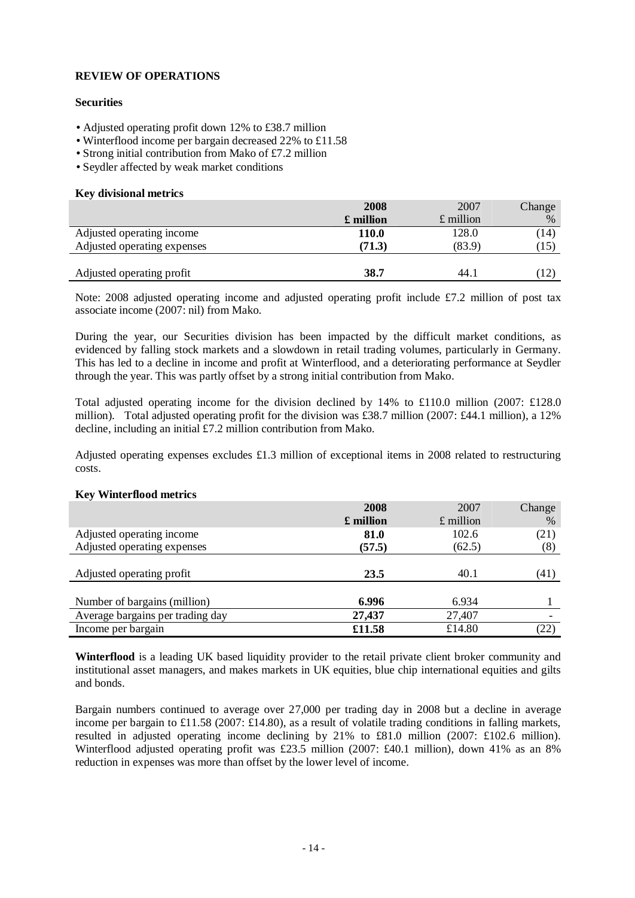## REVIEW OF OPERATIONS

### Securities

- Adjusted operating profit down 12% to £38.7 million
- Winterflood income per bargain decreased 22% to £11.58
- Strong initial contribution from Mako of £7.2 million
- Seydler affected by weak market conditions

**Key divisional metrics**

| | **2008** **£ million** | 2007 £ million | Change % |
|---|---|---|---|
| Adjusted operating income | **110.0** | 128.0 | (14) |
| Adjusted operating expenses | **(71.3)** | (83.9) | (15) |
| Adjusted operating profit | **38.7** | 44.1 | (12) |

Note: 2008 adjusted operating income and adjusted operating profit include £7.2 million of post tax associate income (2007: nil) from Mako.

During the year, our Securities division has been impacted by the difficult market conditions, as evidenced by falling stock markets and a slowdown in retail trading volumes, particularly in Germany. This has led to a decline in income and profit at Winterflood, and a deteriorating performance at Seydler through the year. This was partly offset by a strong initial contribution from Mako.

Total adjusted operating income for the division declined by 14% to £110.0 million (2007: £128.0 million). Total adjusted operating profit for the division was £38.7 million (2007: £44.1 million), a 12% decline, including an initial £7.2 million contribution from Mako.

Adjusted operating expenses excludes £1.3 million of exceptional items in 2008 related to restructuring costs.

**Key Winterflood metrics**

| | **2008** **£ million** | 2007 £ million | Change % |
|---|---|---|---|
| Adjusted operating income | **81.0** | 102.6 | (21) |
| Adjusted operating expenses | **(57.5)** | (62.5) | (8) |
| Adjusted operating profit | **23.5** | 40.1 | (41) |
| Number of bargains (million) | **6.996** | 6.934 | 1 |
| Average bargains per trading day | **27,437** | 27,407 | - |
| Income per bargain | **£11.58** | £14.80 | (22) |

**Winterflood** is a leading UK based liquidity provider to the retail private client broker community and institutional asset managers, and makes markets in UK equities, blue chip international equities and gilts and bonds.

Bargain numbers continued to average over 27,000 per trading day in 2008 but a decline in average income per bargain to £11.58 (2007: £14.80), as a result of volatile trading conditions in falling markets, resulted in adjusted operating income declining by 21% to £81.0 million (2007: £102.6 million). Winterflood adjusted operating profit was £23.5 million (2007: £40.1 million), down 41% as an 8% reduction in expenses was more than offset by the lower level of income.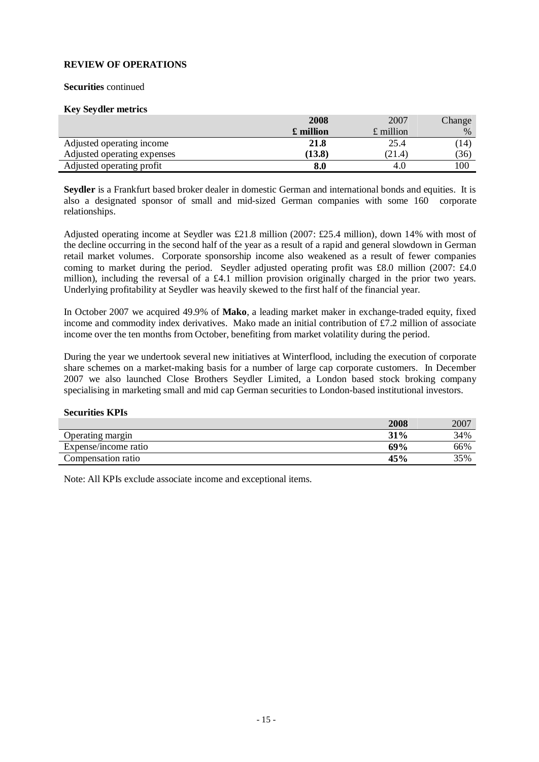**REVIEW OF OPERATIONS**

**Securities** continued

**Key Seydler metrics**

| | **2008** | 2007 | Change |
|---|---|---|---|
| | **£ million** | £ million | % |
| Adjusted operating income | **21.8** | 25.4 | (14) |
| Adjusted operating expenses | **(13.8)** | (21.4) | (36) |
| Adjusted operating profit | **8.0** | 4.0 | 100 |

**Seydler** is a Frankfurt based broker dealer in domestic German and international bonds and equities. It is also a designated sponsor of small and mid-sized German companies with some 160 corporate relationships.

Adjusted operating income at Seydler was £21.8 million (2007: £25.4 million), down 14% with most of the decline occurring in the second half of the year as a result of a rapid and general slowdown in German retail market volumes. Corporate sponsorship income also weakened as a result of fewer companies coming to market during the period. Seydler adjusted operating profit was £8.0 million (2007: £4.0 million), including the reversal of a £4.1 million provision originally charged in the prior two years. Underlying profitability at Seydler was heavily skewed to the first half of the financial year.

In October 2007 we acquired 49.9% of **Mako**, a leading market maker in exchange-traded equity, fixed income and commodity index derivatives. Mako made an initial contribution of £7.2 million of associate income over the ten months from October, benefiting from market volatility during the period.

During the year we undertook several new initiatives at Winterflood, including the execution of corporate share schemes on a market-making basis for a number of large cap corporate customers. In December 2007 we also launched Close Brothers Seydler Limited, a London based stock broking company specialising in marketing small and mid cap German securities to London-based institutional investors.

**Securities KPIs**

| | **2008** | 2007 |
|---|---|---|
| Operating margin | **31%** | 34% |
| Expense/income ratio | **69%** | 66% |
| Compensation ratio | **45%** | 35% |

Note: All KPIs exclude associate income and exceptional items.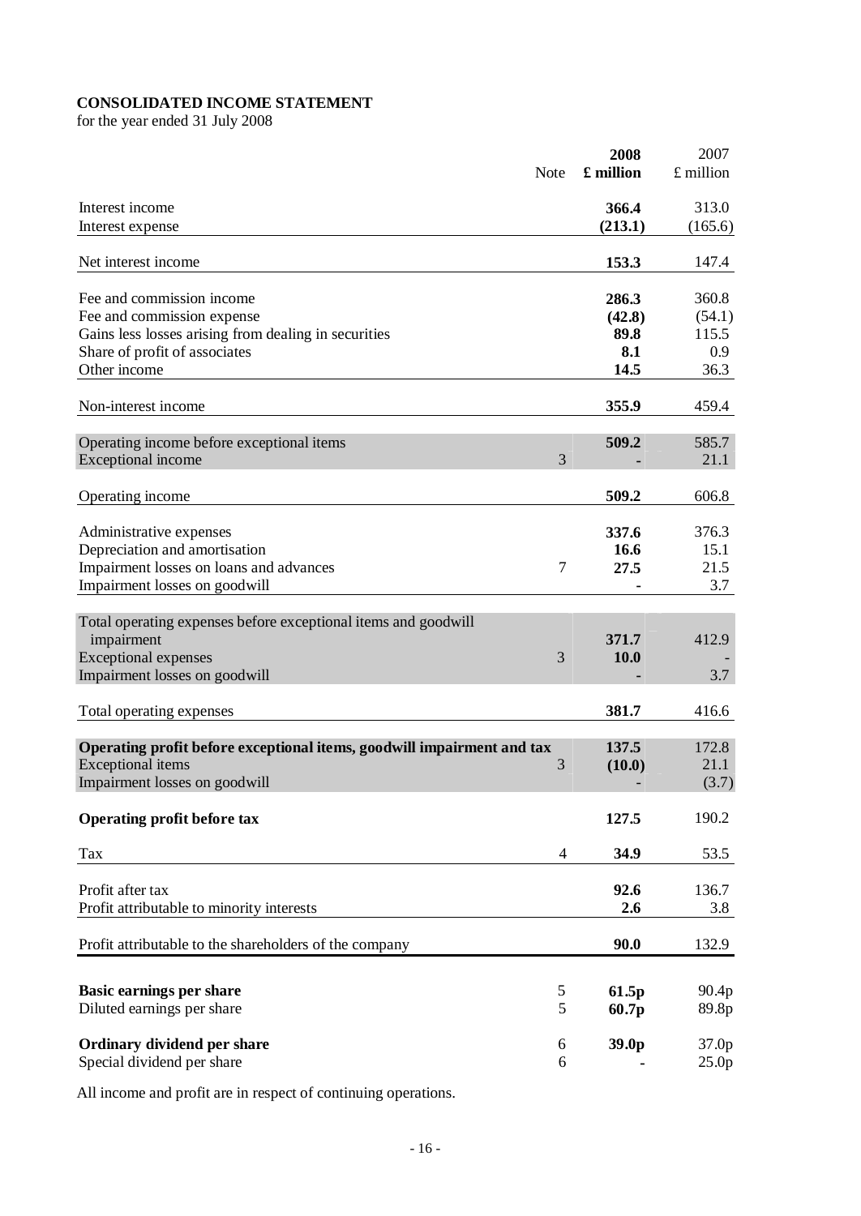**CONSOLIDATED INCOME STATEMENT**
for the year ended 31 July 2008

| | Note | **2008 £ million** | 2007 £ million |
|---|---|---|---|
| Interest income | | **366.4** | 313.0 |
| Interest expense | | **(213.1)** | (165.6) |
| Net interest income | | **153.3** | 147.4 |
| Fee and commission income | | **286.3** | 360.8 |
| Fee and commission expense | | **(42.8)** | (54.1) |
| Gains less losses arising from dealing in securities | | **89.8** | 115.5 |
| Share of profit of associates | | **8.1** | 0.9 |
| Other income | | **14.5** | 36.3 |
| Non-interest income | | **355.9** | 459.4 |
| Operating income before exceptional items | | **509.2** | 585.7 |
| Exceptional income | 3 | **-** | 21.1 |
| Operating income | | **509.2** | 606.8 |
| Administrative expenses | | **337.6** | 376.3 |
| Depreciation and amortisation | | **16.6** | 15.1 |
| Impairment losses on loans and advances | 7 | **27.5** | 21.5 |
| Impairment losses on goodwill | | **-** | 3.7 |
| Total operating expenses before exceptional items and goodwill impairment | | **371.7** | 412.9 |
| Exceptional expenses | 3 | **10.0** | - |
| Impairment losses on goodwill | | **-** | 3.7 |
| Total operating expenses | | **381.7** | 416.6 |
| **Operating profit before exceptional items, goodwill impairment and tax** | | **137.5** | 172.8 |
| Exceptional items | 3 | **(10.0)** | 21.1 |
| Impairment losses on goodwill | | **-** | (3.7) |
| **Operating profit before tax** | | **127.5** | 190.2 |
| Tax | 4 | **34.9** | 53.5 |
| Profit after tax | | **92.6** | 136.7 |
| Profit attributable to minority interests | | **2.6** | 3.8 |
| Profit attributable to the shareholders of the company | | **90.0** | 132.9 |
| **Basic earnings per share** | 5 | **61.5p** | 90.4p |
| Diluted earnings per share | 5 | **60.7p** | 89.8p |
| **Ordinary dividend per share** | 6 | **39.0p** | 37.0p |
| Special dividend per share | 6 | **-** | 25.0p |

All income and profit are in respect of continuing operations.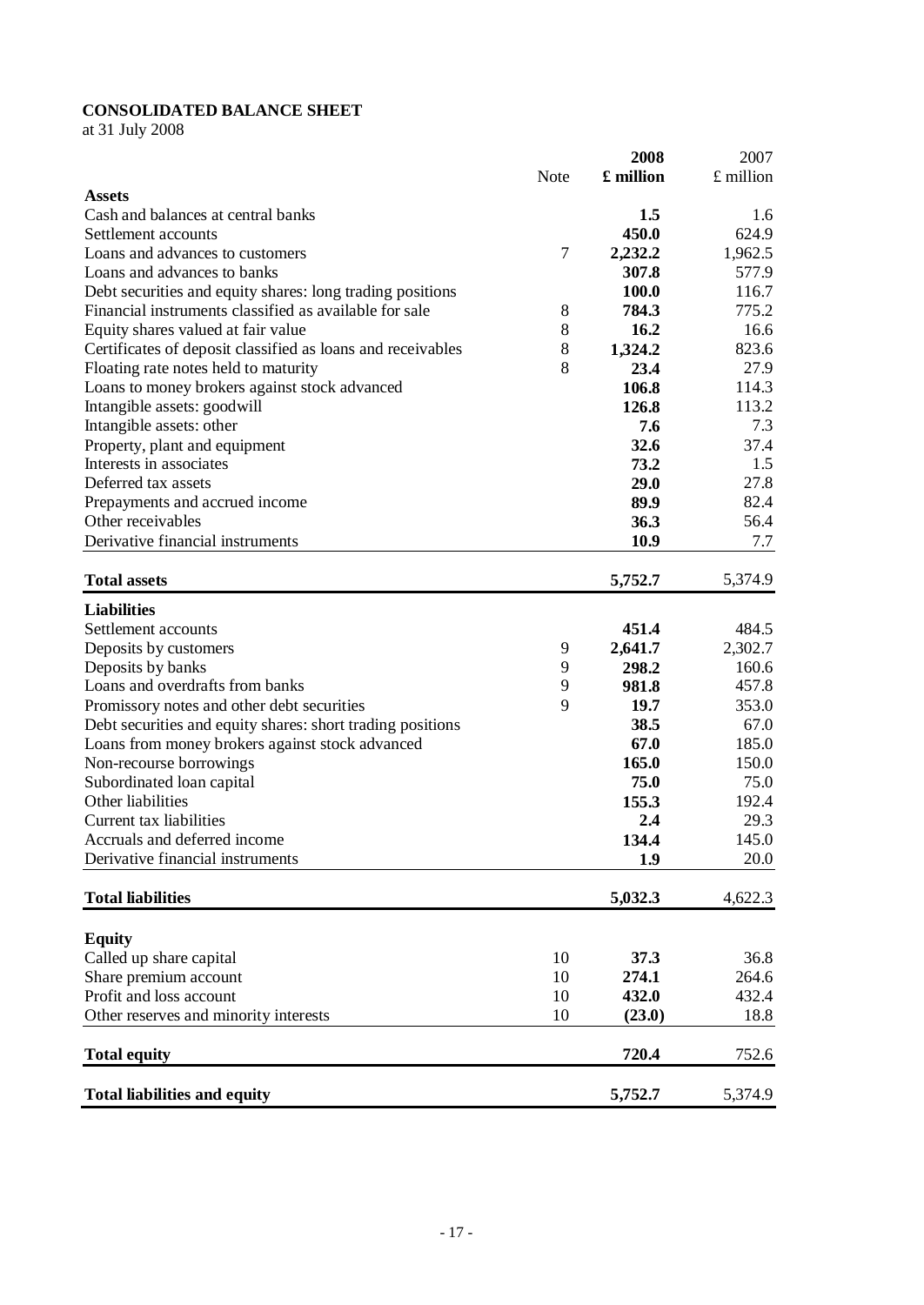**CONSOLIDATED BALANCE SHEET**
at 31 July 2008

| | Note | **2008** **£ million** | 2007 £ million |
|---|---|---|---|
| **Assets** | | | |
| Cash and balances at central banks | | **1.5** | 1.6 |
| Settlement accounts | | **450.0** | 624.9 |
| Loans and advances to customers | 7 | **2,232.2** | 1,962.5 |
| Loans and advances to banks | | **307.8** | 577.9 |
| Debt securities and equity shares: long trading positions | | **100.0** | 116.7 |
| Financial instruments classified as available for sale | 8 | **784.3** | 775.2 |
| Equity shares valued at fair value | 8 | **16.2** | 16.6 |
| Certificates of deposit classified as loans and receivables | 8 | **1,324.2** | 823.6 |
| Floating rate notes held to maturity | 8 | **23.4** | 27.9 |
| Loans to money brokers against stock advanced | | **106.8** | 114.3 |
| Intangible assets: goodwill | | **126.8** | 113.2 |
| Intangible assets: other | | **7.6** | 7.3 |
| Property, plant and equipment | | **32.6** | 37.4 |
| Interests in associates | | **73.2** | 1.5 |
| Deferred tax assets | | **29.0** | 27.8 |
| Prepayments and accrued income | | **89.9** | 82.4 |
| Other receivables | | **36.3** | 56.4 |
| Derivative financial instruments | | **10.9** | 7.7 |
| **Total assets** | | **5,752.7** | 5,374.9 |
| **Liabilities** | | | |
| Settlement accounts | | **451.4** | 484.5 |
| Deposits by customers | 9 | **2,641.7** | 2,302.7 |
| Deposits by banks | 9 | **298.2** | 160.6 |
| Loans and overdrafts from banks | 9 | **981.8** | 457.8 |
| Promissory notes and other debt securities | 9 | **19.7** | 353.0 |
| Debt securities and equity shares: short trading positions | | **38.5** | 67.0 |
| Loans from money brokers against stock advanced | | **67.0** | 185.0 |
| Non-recourse borrowings | | **165.0** | 150.0 |
| Subordinated loan capital | | **75.0** | 75.0 |
| Other liabilities | | **155.3** | 192.4 |
| Current tax liabilities | | **2.4** | 29.3 |
| Accruals and deferred income | | **134.4** | 145.0 |
| Derivative financial instruments | | **1.9** | 20.0 |
| **Total liabilities** | | **5,032.3** | 4,622.3 |
| **Equity** | | | |
| Called up share capital | 10 | **37.3** | 36.8 |
| Share premium account | 10 | **274.1** | 264.6 |
| Profit and loss account | 10 | **432.0** | 432.4 |
| Other reserves and minority interests | 10 | **(23.0)** | 18.8 |
| **Total equity** | | **720.4** | 752.6 |
| **Total liabilities and equity** | | **5,752.7** | 5,374.9 |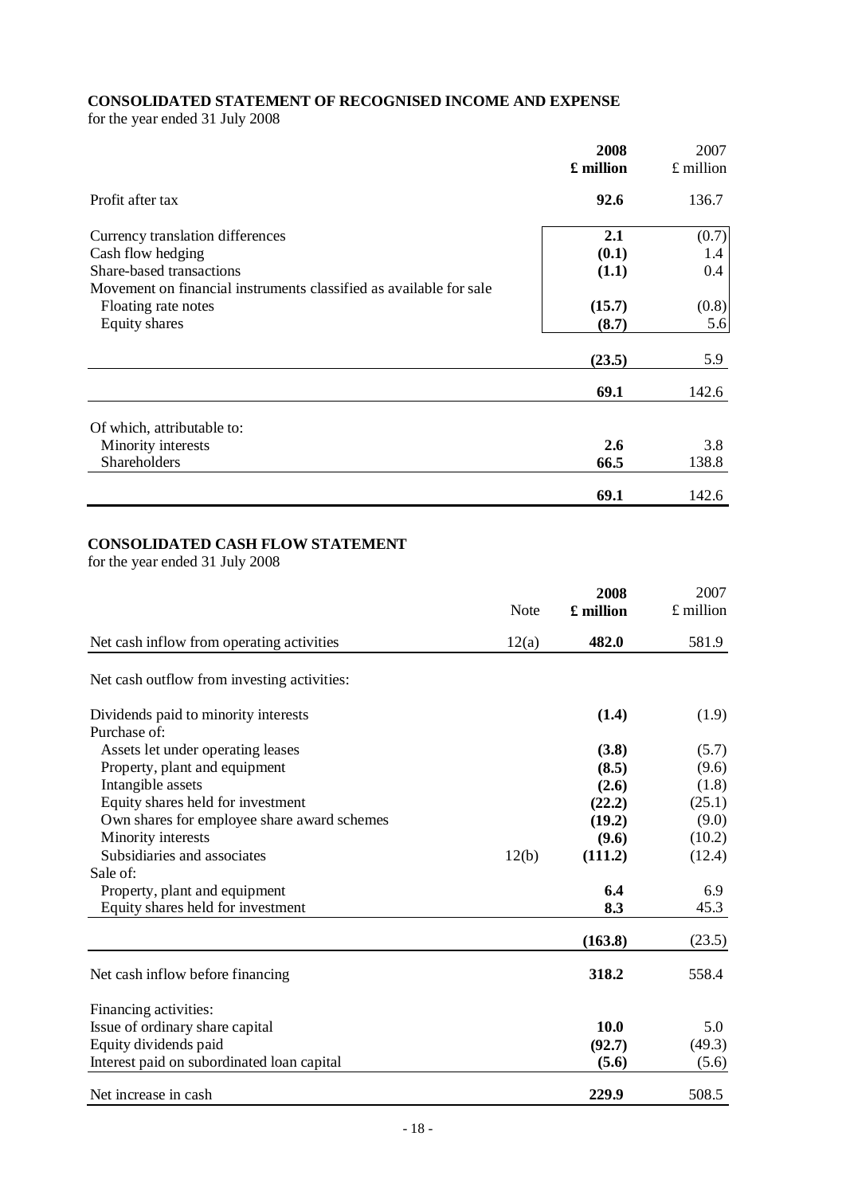## CONSOLIDATED STATEMENT OF RECOGNISED INCOME AND EXPENSE

for the year ended 31 July 2008

| | **2008 £ million** | 2007 £ million |
|---|---|---|
| Profit after tax | **92.6** | 136.7 |
| Currency translation differences | **2.1** | (0.7) |
| Cash flow hedging | **(0.1)** | 1.4 |
| Share-based transactions | **(1.1)** | 0.4 |
| Movement on financial instruments classified as available for sale | | |
| Floating rate notes | **(15.7)** | (0.8) |
| Equity shares | **(8.7)** | 5.6 |
| | **(23.5)** | 5.9 |
| | **69.1** | 142.6 |
| Of which, attributable to: | | |
| Minority interests | **2.6** | 3.8 |
| Shareholders | **66.5** | 138.8 |
| | **69.1** | 142.6 |

## CONSOLIDATED CASH FLOW STATEMENT

for the year ended 31 July 2008

| | Note | **2008 £ million** | 2007 £ million |
|---|---|---|---|
| Net cash inflow from operating activities | 12(a) | **482.0** | 581.9 |
| Net cash outflow from investing activities: | | | |
| Dividends paid to minority interests | | **(1.4)** | (1.9) |
| Purchase of: | | | |
| Assets let under operating leases | | **(3.8)** | (5.7) |
| Property, plant and equipment | | **(8.5)** | (9.6) |
| Intangible assets | | **(2.6)** | (1.8) |
| Equity shares held for investment | | **(22.2)** | (25.1) |
| Own shares for employee share award schemes | | **(19.2)** | (9.0) |
| Minority interests | | **(9.6)** | (10.2) |
| Subsidiaries and associates | 12(b) | **(111.2)** | (12.4) |
| Sale of: | | | |
| Property, plant and equipment | | **6.4** | 6.9 |
| Equity shares held for investment | | **8.3** | 45.3 |
| | | **(163.8)** | (23.5) |
| Net cash inflow before financing | | **318.2** | 558.4 |
| Financing activities: | | | |
| Issue of ordinary share capital | | **10.0** | 5.0 |
| Equity dividends paid | | **(92.7)** | (49.3) |
| Interest paid on subordinated loan capital | | **(5.6)** | (5.6) |
| Net increase in cash | | **229.9** | 508.5 |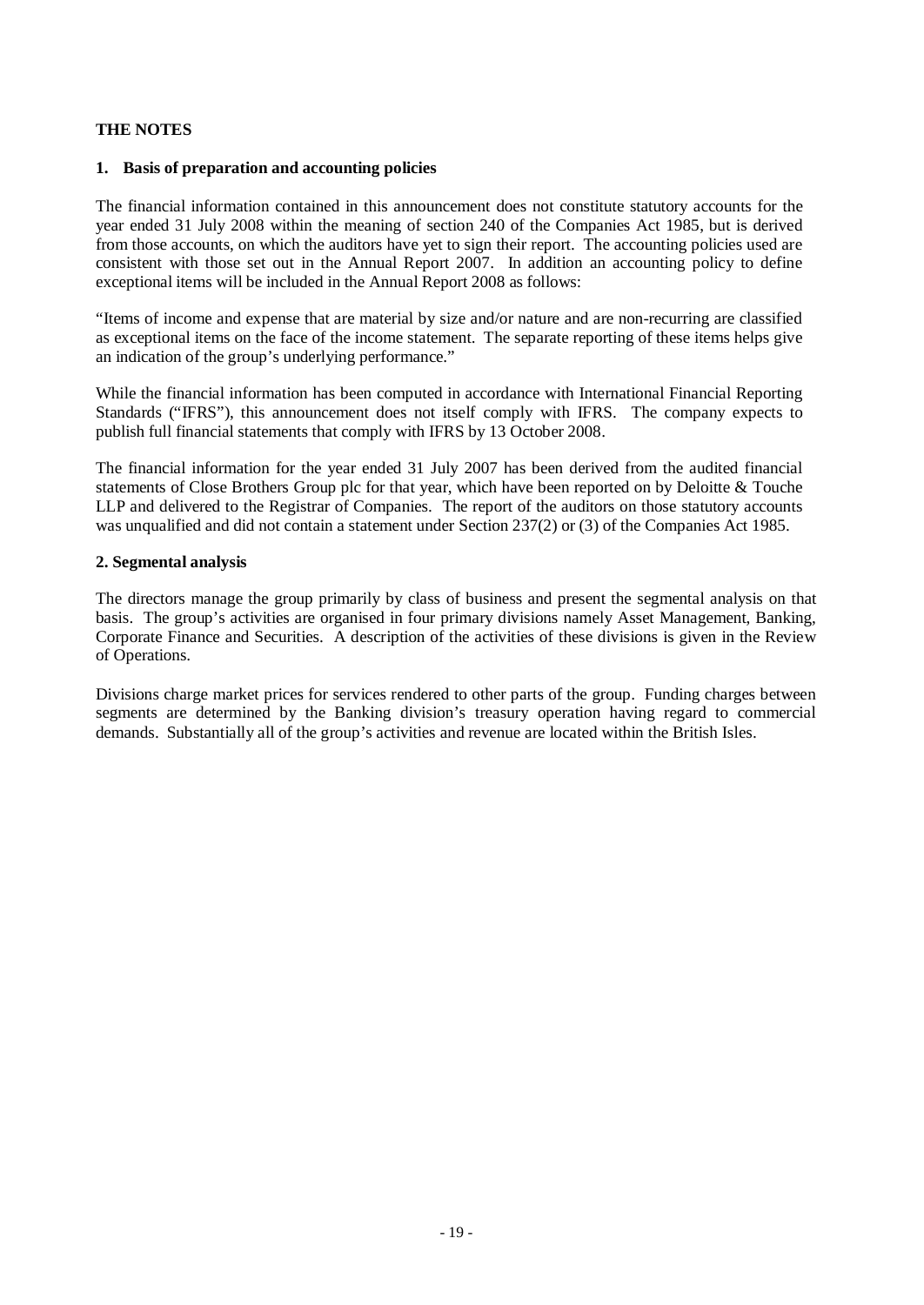**THE NOTES**

**1. Basis of preparation and accounting policies**

The financial information contained in this announcement does not constitute statutory accounts for the year ended 31 July 2008 within the meaning of section 240 of the Companies Act 1985, but is derived from those accounts, on which the auditors have yet to sign their report. The accounting policies used are consistent with those set out in the Annual Report 2007. In addition an accounting policy to define exceptional items will be included in the Annual Report 2008 as follows:

"Items of income and expense that are material by size and/or nature and are non-recurring are classified as exceptional items on the face of the income statement. The separate reporting of these items helps give an indication of the group's underlying performance."

While the financial information has been computed in accordance with International Financial Reporting Standards ("IFRS"), this announcement does not itself comply with IFRS. The company expects to publish full financial statements that comply with IFRS by 13 October 2008.

The financial information for the year ended 31 July 2007 has been derived from the audited financial statements of Close Brothers Group plc for that year, which have been reported on by Deloitte & Touche LLP and delivered to the Registrar of Companies. The report of the auditors on those statutory accounts was unqualified and did not contain a statement under Section 237(2) or (3) of the Companies Act 1985.

**2. Segmental analysis**

The directors manage the group primarily by class of business and present the segmental analysis on that basis. The group's activities are organised in four primary divisions namely Asset Management, Banking, Corporate Finance and Securities. A description of the activities of these divisions is given in the Review of Operations.

Divisions charge market prices for services rendered to other parts of the group. Funding charges between segments are determined by the Banking division's treasury operation having regard to commercial demands. Substantially all of the group's activities and revenue are located within the British Isles.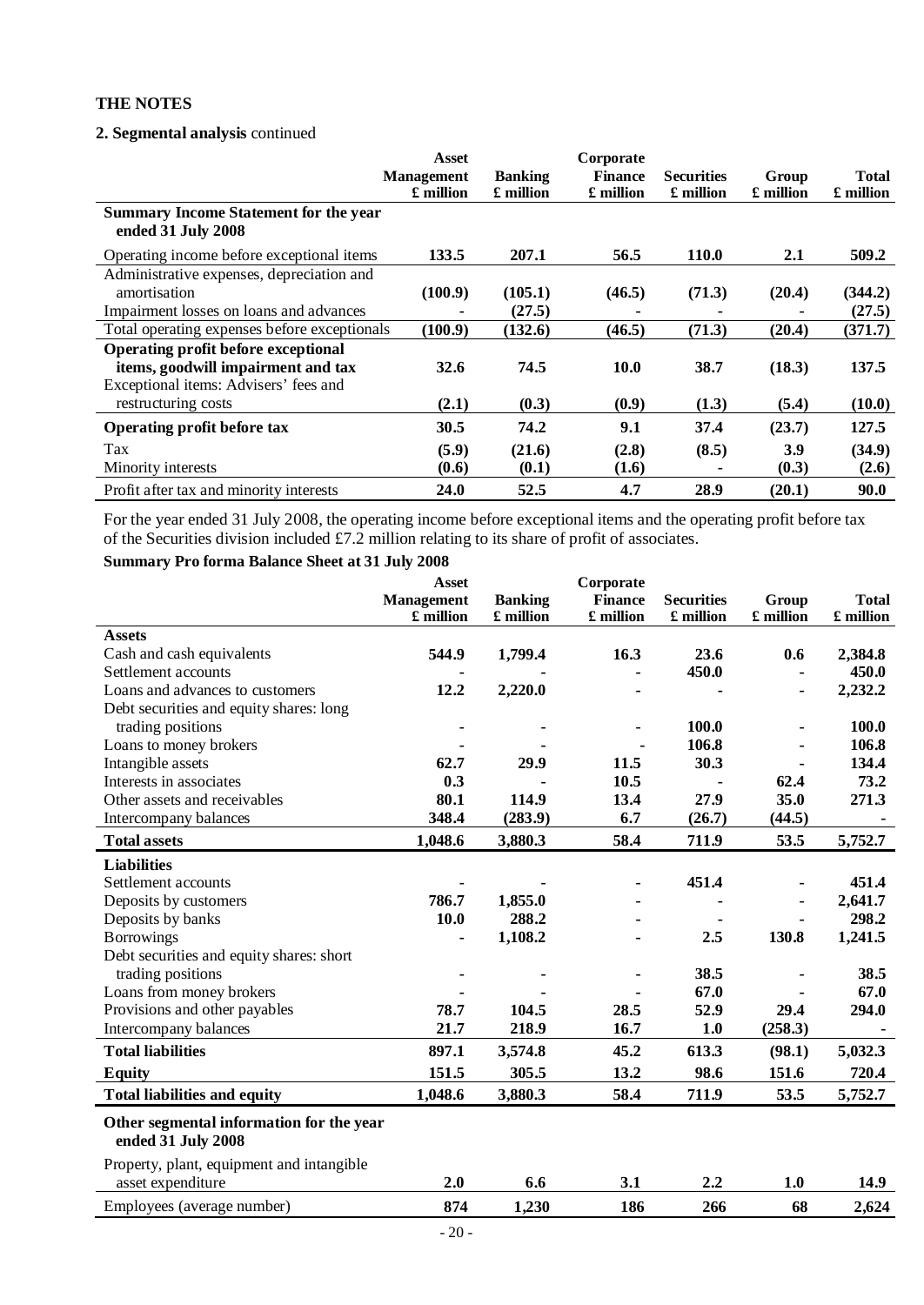**THE NOTES**

**2. Segmental analysis** continued

| | Asset Management £ million | Banking £ million | Corporate Finance £ million | Securities £ million | Group £ million | Total £ million |
|---|---|---|---|---|---|---|
| **Summary Income Statement for the year ended 31 July 2008** | | | | | | |
| Operating income before exceptional items | **133.5** | **207.1** | **56.5** | **110.0** | **2.1** | **509.2** |
| Administrative expenses, depreciation and amortisation | **(100.9)** | **(105.1)** | **(46.5)** | **(71.3)** | **(20.4)** | **(344.2)** |
| Impairment losses on loans and advances | **-** | **(27.5)** | **-** | **-** | **-** | **(27.5)** |
| Total operating expenses before exceptionals | **(100.9)** | **(132.6)** | **(46.5)** | **(71.3)** | **(20.4)** | **(371.7)** |
| **Operating profit before exceptional items, goodwill impairment and tax** | **32.6** | **74.5** | **10.0** | **38.7** | **(18.3)** | **137.5** |
| Exceptional items: Advisers' fees and restructuring costs | **(2.1)** | **(0.3)** | **(0.9)** | **(1.3)** | **(5.4)** | **(10.0)** |
| **Operating profit before tax** | **30.5** | **74.2** | **9.1** | **37.4** | **(23.7)** | **127.5** |
| Tax | **(5.9)** | **(21.6)** | **(2.8)** | **(8.5)** | **3.9** | **(34.9)** |
| Minority interests | **(0.6)** | **(0.1)** | **(1.6)** | **-** | **(0.3)** | **(2.6)** |
| Profit after tax and minority interests | **24.0** | **52.5** | **4.7** | **28.9** | **(20.1)** | **90.0** |

For the year ended 31 July 2008, the operating income before exceptional items and the operating profit before tax of the Securities division included £7.2 million relating to its share of profit of associates.

**Summary Pro forma Balance Sheet at 31 July 2008**

| | Asset Management £ million | Banking £ million | Corporate Finance £ million | Securities £ million | Group £ million | Total £ million |
|---|---|---|---|---|---|---|
| **Assets** | | | | | | |
| Cash and cash equivalents | **544.9** | **1,799.4** | **16.3** | **23.6** | **0.6** | **2,384.8** |
| Settlement accounts | **-** | **-** | **-** | **450.0** | **-** | **450.0** |
| Loans and advances to customers | **12.2** | **2,220.0** | **-** | **-** | **-** | **2,232.2** |
| Debt securities and equity shares: long trading positions | **-** | **-** | **-** | **100.0** | **-** | **100.0** |
| Loans to money brokers | **-** | **-** | **-** | **106.8** | **-** | **106.8** |
| Intangible assets | **62.7** | **29.9** | **11.5** | **30.3** | **-** | **134.4** |
| Interests in associates | **0.3** | **-** | **10.5** | **-** | **62.4** | **73.2** |
| Other assets and receivables | **80.1** | **114.9** | **13.4** | **27.9** | **35.0** | **271.3** |
| Intercompany balances | **348.4** | **(283.9)** | **6.7** | **(26.7)** | **(44.5)** | **-** |
| **Total assets** | **1,048.6** | **3,880.3** | **58.4** | **711.9** | **53.5** | **5,752.7** |
| **Liabilities** | | | | | | |
| Settlement accounts | **-** | **-** | **-** | **451.4** | **-** | **451.4** |
| Deposits by customers | **786.7** | **1,855.0** | **-** | **-** | **-** | **2,641.7** |
| Deposits by banks | **10.0** | **288.2** | **-** | **-** | **-** | **298.2** |
| Borrowings | **-** | **1,108.2** | **-** | **2.5** | **130.8** | **1,241.5** |
| Debt securities and equity shares: short trading positions | **-** | **-** | **-** | **38.5** | **-** | **38.5** |
| Loans from money brokers | **-** | **-** | **-** | **67.0** | **-** | **67.0** |
| Provisions and other payables | **78.7** | **104.5** | **28.5** | **52.9** | **29.4** | **294.0** |
| Intercompany balances | **21.7** | **218.9** | **16.7** | **1.0** | **(258.3)** | **-** |
| **Total liabilities** | **897.1** | **3,574.8** | **45.2** | **613.3** | **(98.1)** | **5,032.3** |
| **Equity** | **151.5** | **305.5** | **13.2** | **98.6** | **151.6** | **720.4** |
| **Total liabilities and equity** | **1,048.6** | **3,880.3** | **58.4** | **711.9** | **53.5** | **5,752.7** |
| **Other segmental information for the year ended 31 July 2008** | | | | | | |
| Property, plant, equipment and intangible asset expenditure | **2.0** | **6.6** | **3.1** | **2.2** | **1.0** | **14.9** |
| Employees (average number) | **874** | **1,230** | **186** | **266** | **68** | **2,624** |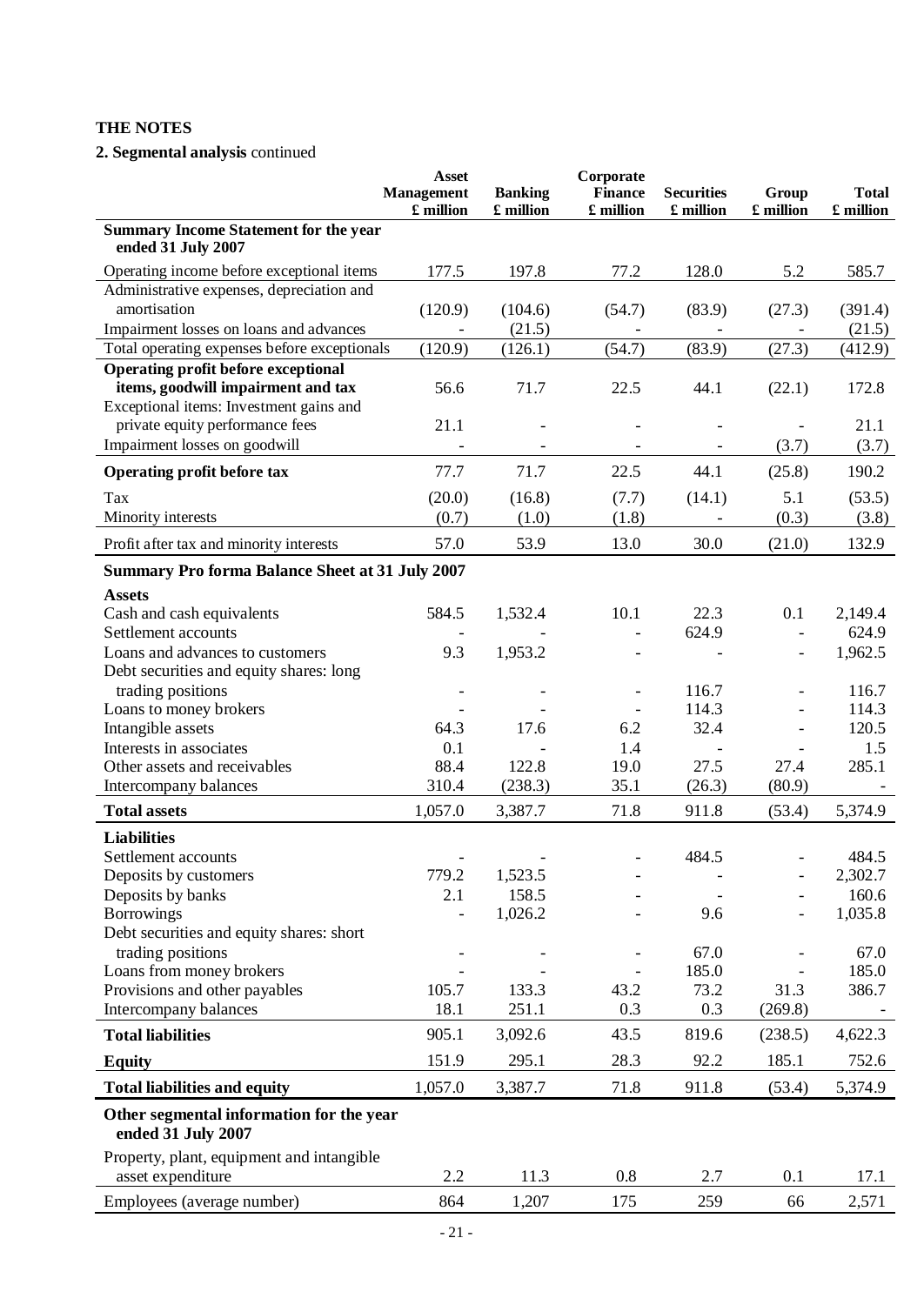**THE NOTES**

**2. Segmental analysis** continued

| | Asset Management £ million | Banking £ million | Corporate Finance £ million | Securities £ million | Group £ million | Total £ million |
|---|---|---|---|---|---|---|
| **Summary Income Statement for the year ended 31 July 2007** | | | | | | |
| Operating income before exceptional items | 177.5 | 197.8 | 77.2 | 128.0 | 5.2 | 585.7 |
| Administrative expenses, depreciation and amortisation | (120.9) | (104.6) | (54.7) | (83.9) | (27.3) | (391.4) |
| Impairment losses on loans and advances | - | (21.5) | - | - | - | (21.5) |
| Total operating expenses before exceptionals | (120.9) | (126.1) | (54.7) | (83.9) | (27.3) | (412.9) |
| **Operating profit before exceptional items, goodwill impairment and tax** | 56.6 | 71.7 | 22.5 | 44.1 | (22.1) | 172.8 |
| Exceptional items: Investment gains and private equity performance fees | 21.1 | - | - | - | - | 21.1 |
| Impairment losses on goodwill | - | - | - | - | (3.7) | (3.7) |
| **Operating profit before tax** | 77.7 | 71.7 | 22.5 | 44.1 | (25.8) | 190.2 |
| Tax | (20.0) | (16.8) | (7.7) | (14.1) | 5.1 | (53.5) |
| Minority interests | (0.7) | (1.0) | (1.8) | - | (0.3) | (3.8) |
| Profit after tax and minority interests | 57.0 | 53.9 | 13.0 | 30.0 | (21.0) | 132.9 |
| **Summary Pro forma Balance Sheet at 31 July 2007** | | | | | | |
| **Assets** | | | | | | |
| Cash and cash equivalents | 584.5 | 1,532.4 | 10.1 | 22.3 | 0.1 | 2,149.4 |
| Settlement accounts | - | - | - | 624.9 | - | 624.9 |
| Loans and advances to customers | 9.3 | 1,953.2 | - | - | - | 1,962.5 |
| Debt securities and equity shares: long trading positions | - | - | - | 116.7 | - | 116.7 |
| Loans to money brokers | - | - | - | 114.3 | - | 114.3 |
| Intangible assets | 64.3 | 17.6 | 6.2 | 32.4 | - | 120.5 |
| Interests in associates | 0.1 | - | 1.4 | - | - | 1.5 |
| Other assets and receivables | 88.4 | 122.8 | 19.0 | 27.5 | 27.4 | 285.1 |
| Intercompany balances | 310.4 | (238.3) | 35.1 | (26.3) | (80.9) | - |
| **Total assets** | 1,057.0 | 3,387.7 | 71.8 | 911.8 | (53.4) | 5,374.9 |
| **Liabilities** | | | | | | |
| Settlement accounts | - | - | - | 484.5 | - | 484.5 |
| Deposits by customers | 779.2 | 1,523.5 | - | - | - | 2,302.7 |
| Deposits by banks | 2.1 | 158.5 | - | - | - | 160.6 |
| Borrowings | - | 1,026.2 | - | 9.6 | - | 1,035.8 |
| Debt securities and equity shares: short trading positions | - | - | - | 67.0 | - | 67.0 |
| Loans from money brokers | - | - | - | 185.0 | - | 185.0 |
| Provisions and other payables | 105.7 | 133.3 | 43.2 | 73.2 | 31.3 | 386.7 |
| Intercompany balances | 18.1 | 251.1 | 0.3 | 0.3 | (269.8) | - |
| **Total liabilities** | 905.1 | 3,092.6 | 43.5 | 819.6 | (238.5) | 4,622.3 |
| **Equity** | 151.9 | 295.1 | 28.3 | 92.2 | 185.1 | 752.6 |
| **Total liabilities and equity** | 1,057.0 | 3,387.7 | 71.8 | 911.8 | (53.4) | 5,374.9 |
| **Other segmental information for the year ended 31 July 2007** | | | | | | |
| Property, plant, equipment and intangible asset expenditure | 2.2 | 11.3 | 0.8 | 2.7 | 0.1 | 17.1 |
| Employees (average number) | 864 | 1,207 | 175 | 259 | 66 | 2,571 |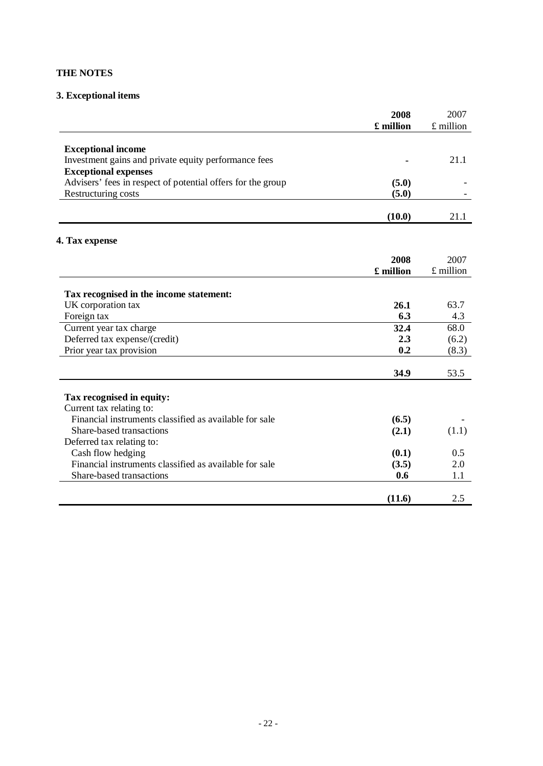## THE NOTES

### 3. Exceptional items

| | **2008 £ million** | 2007 £ million |
|---|---|---|
| **Exceptional income** | | |
| Investment gains and private equity performance fees | **-** | 21.1 |
| **Exceptional expenses** | | |
| Advisers' fees in respect of potential offers for the group | **(5.0)** | - |
| Restructuring costs | **(5.0)** | - |
| | **(10.0)** | 21.1 |

### 4. Tax expense

| | **2008 £ million** | 2007 £ million |
|---|---|---|
| **Tax recognised in the income statement:** | | |
| UK corporation tax | **26.1** | 63.7 |
| Foreign tax | **6.3** | 4.3 |
| Current year tax charge | **32.4** | 68.0 |
| Deferred tax expense/(credit) | **2.3** | (6.2) |
| Prior year tax provision | **0.2** | (8.3) |
| | **34.9** | 53.5 |
| **Tax recognised in equity:** | | |
| Current tax relating to: | | |
| Financial instruments classified as available for sale | **(6.5)** | - |
| Share-based transactions | **(2.1)** | (1.1) |
| Deferred tax relating to: | | |
| Cash flow hedging | **(0.1)** | 0.5 |
| Financial instruments classified as available for sale | **(3.5)** | 2.0 |
| Share-based transactions | **0.6** | 1.1 |
| | **(11.6)** | 2.5 |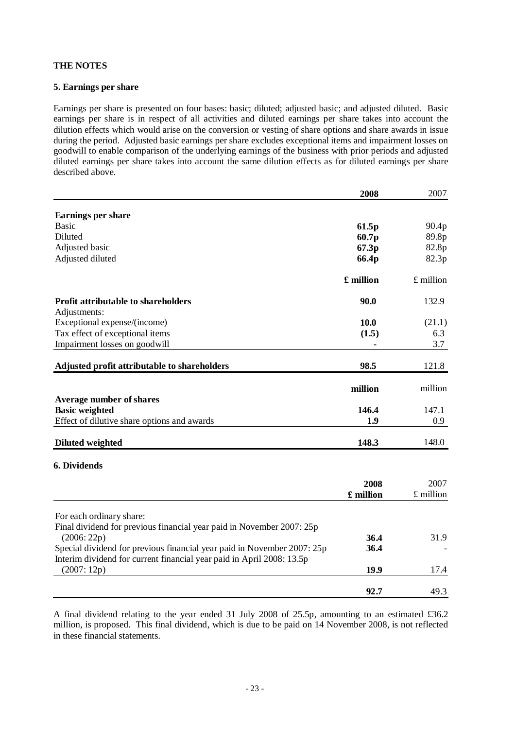## THE NOTES

### 5. Earnings per share

Earnings per share is presented on four bases: basic; diluted; adjusted basic; and adjusted diluted. Basic earnings per share is in respect of all activities and diluted earnings per share takes into account the dilution effects which would arise on the conversion or vesting of share options and share awards in issue during the period. Adjusted basic earnings per share excludes exceptional items and impairment losses on goodwill to enable comparison of the underlying earnings of the business with prior periods and adjusted diluted earnings per share takes into account the same dilution effects as for diluted earnings per share described above.

| | **2008** | 2007 |
|---|---|---|
| **Earnings per share** | | |
| Basic | **61.5p** | 90.4p |
| Diluted | **60.7p** | 89.8p |
| Adjusted basic | **67.3p** | 82.8p |
| Adjusted diluted | **66.4p** | 82.3p |
| | **£ million** | £ million |
| **Profit attributable to shareholders** | **90.0** | 132.9 |
| Adjustments: | | |
| Exceptional expense/(income) | **10.0** | (21.1) |
| Tax effect of exceptional items | **(1.5)** | 6.3 |
| Impairment losses on goodwill | **-** | 3.7 |
| **Adjusted profit attributable to shareholders** | **98.5** | 121.8 |
| | **million** | million |
| **Average number of shares** | | |
| **Basic weighted** | **146.4** | 147.1 |
| Effect of dilutive share options and awards | **1.9** | 0.9 |
| **Diluted weighted** | **148.3** | 148.0 |

### 6. Dividends

| | **2008**<br>**£ million** | 2007<br>£ million |
|---|---|---|
| For each ordinary share: | | |
| Final dividend for previous financial year paid in November 2007: 25p (2006: 22p) | **36.4** | 31.9 |
| Special dividend for previous financial year paid in November 2007: 25p | **36.4** | - |
| Interim dividend for current financial year paid in April 2008: 13.5p (2007: 12p) | **19.9** | 17.4 |
| | **92.7** | 49.3 |

A final dividend relating to the year ended 31 July 2008 of 25.5p, amounting to an estimated £36.2 million, is proposed. This final dividend, which is due to be paid on 14 November 2008, is not reflected in these financial statements.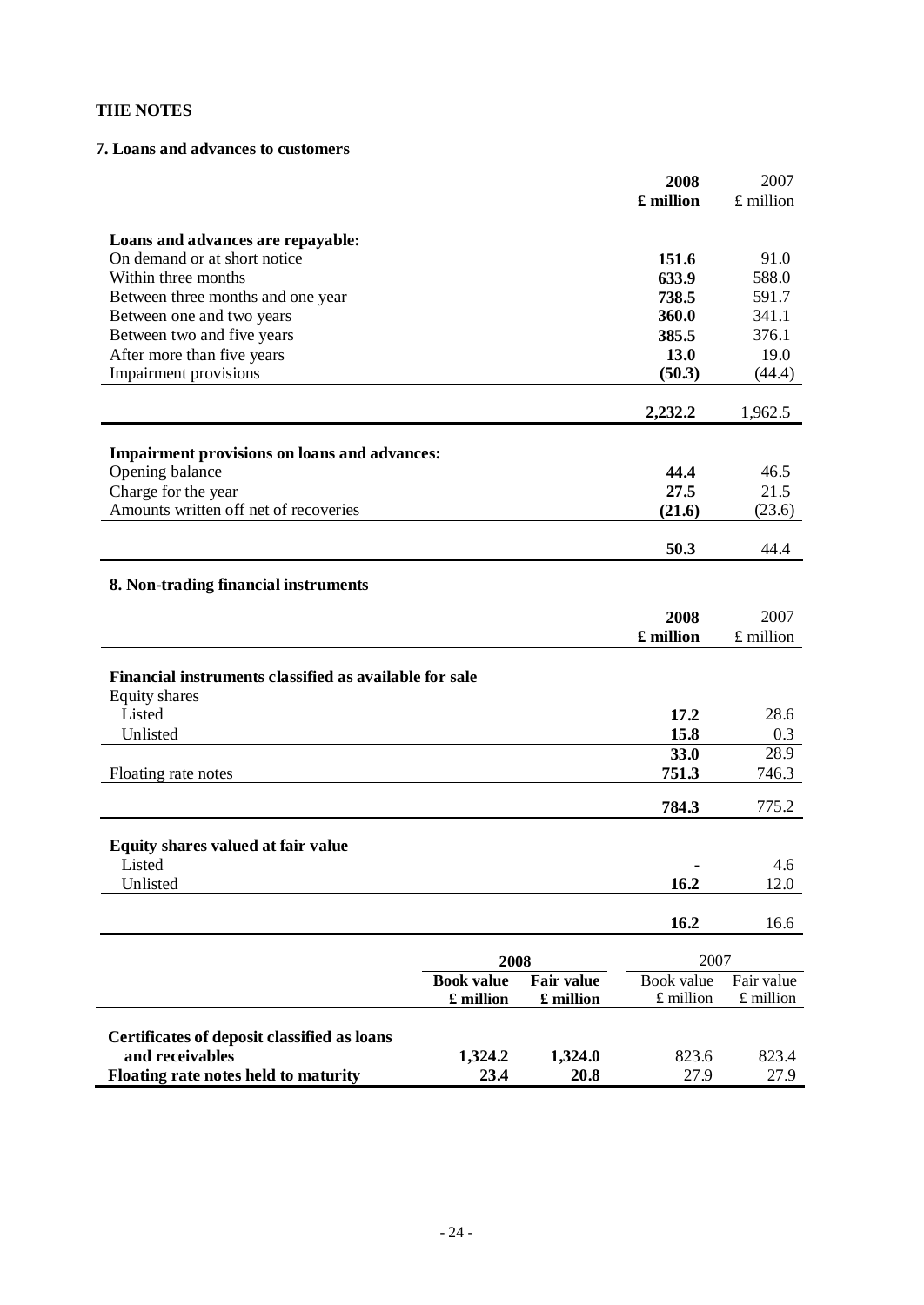**THE NOTES**

**7. Loans and advances to customers**

| | **2008 £ million** | 2007 £ million |
|---|---|---|
| **Loans and advances are repayable:** | | |
| On demand or at short notice | **151.6** | 91.0 |
| Within three months | **633.9** | 588.0 |
| Between three months and one year | **738.5** | 591.7 |
| Between one and two years | **360.0** | 341.1 |
| Between two and five years | **385.5** | 376.1 |
| After more than five years | **13.0** | 19.0 |
| Impairment provisions | **(50.3)** | (44.4) |
| | **2,232.2** | 1,962.5 |
| **Impairment provisions on loans and advances:** | | |
| Opening balance | **44.4** | 46.5 |
| Charge for the year | **27.5** | 21.5 |
| Amounts written off net of recoveries | **(21.6)** | (23.6) |
| | **50.3** | 44.4 |

**8. Non-trading financial instruments**

| | **2008 £ million** | 2007 £ million |
|---|---|---|
| **Financial instruments classified as available for sale** | | |
| Equity shares | | |
| Listed | **17.2** | 28.6 |
| Unlisted | **15.8** | 0.3 |
| | **33.0** | 28.9 |
| Floating rate notes | **751.3** | 746.3 |
| | **784.3** | 775.2 |
| **Equity shares valued at fair value** | | |
| Listed | **-** | 4.6 |
| Unlisted | **16.2** | 12.0 |
| | **16.2** | 16.6 |

| | **2008** | | 2007 | |
|---|---|---|---|---|
| | **Book value £ million** | **Fair value £ million** | Book value £ million | Fair value £ million |
| **Certificates of deposit classified as loans and receivables** | **1,324.2** | **1,324.0** | 823.6 | 823.4 |
| **Floating rate notes held to maturity** | **23.4** | **20.8** | 27.9 | 27.9 |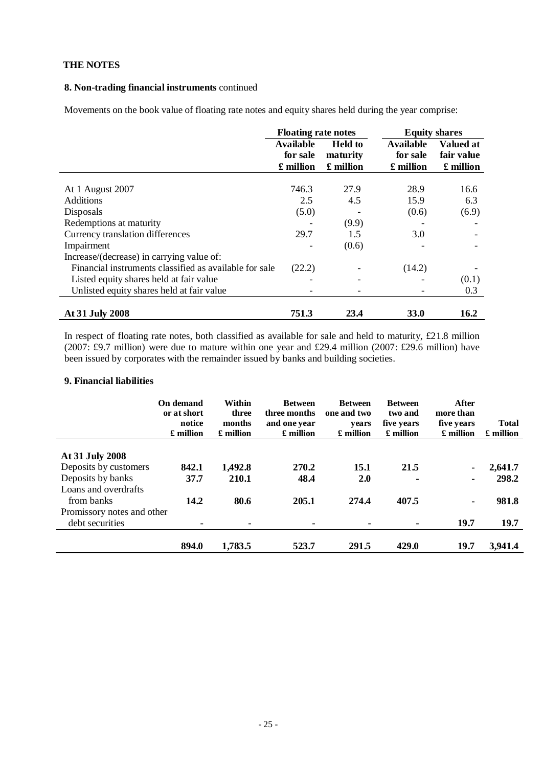**THE NOTES**

**8. Non-trading financial instruments** continued

Movements on the book value of floating rate notes and equity shares held during the year comprise:

| | Floating rate notes | | Equity shares | |
|---|---|---|---|---|
| | Available for sale £ million | Held to maturity £ million | Available for sale £ million | Valued at fair value £ million |
| At 1 August 2007 | 746.3 | 27.9 | 28.9 | 16.6 |
| Additions | 2.5 | 4.5 | 15.9 | 6.3 |
| Disposals | (5.0) | - | (0.6) | (6.9) |
| Redemptions at maturity | - | (9.9) | - | - |
| Currency translation differences | 29.7 | 1.5 | 3.0 | - |
| Impairment | - | (0.6) | - | - |
| Increase/(decrease) in carrying value of: | | | | |
| Financial instruments classified as available for sale | (22.2) | - | (14.2) | - |
| Listed equity shares held at fair value | - | - | - | (0.1) |
| Unlisted equity shares held at fair value | - | - | - | 0.3 |
| **At 31 July 2008** | **751.3** | **23.4** | **33.0** | **16.2** |

In respect of floating rate notes, both classified as available for sale and held to maturity, £21.8 million (2007: £9.7 million) were due to mature within one year and £29.4 million (2007: £29.6 million) have been issued by corporates with the remainder issued by banks and building societies.

**9. Financial liabilities**

| | On demand or at short notice £ million | Within three months £ million | Between three months and one year £ million | Between one and two years £ million | Between two and five years £ million | After more than five years £ million | Total £ million |
|---|---|---|---|---|---|---|---|
| **At 31 July 2008** | | | | | | | |
| Deposits by customers | **842.1** | **1,492.8** | **270.2** | **15.1** | **21.5** | **-** | **2,641.7** |
| Deposits by banks | **37.7** | **210.1** | **48.4** | **2.0** | **-** | **-** | **298.2** |
| Loans and overdrafts from banks | **14.2** | **80.6** | **205.1** | **274.4** | **407.5** | **-** | **981.8** |
| Promissory notes and other debt securities | **-** | **-** | **-** | **-** | **-** | **19.7** | **19.7** |
| | **894.0** | **1,783.5** | **523.7** | **291.5** | **429.0** | **19.7** | **3,941.4** |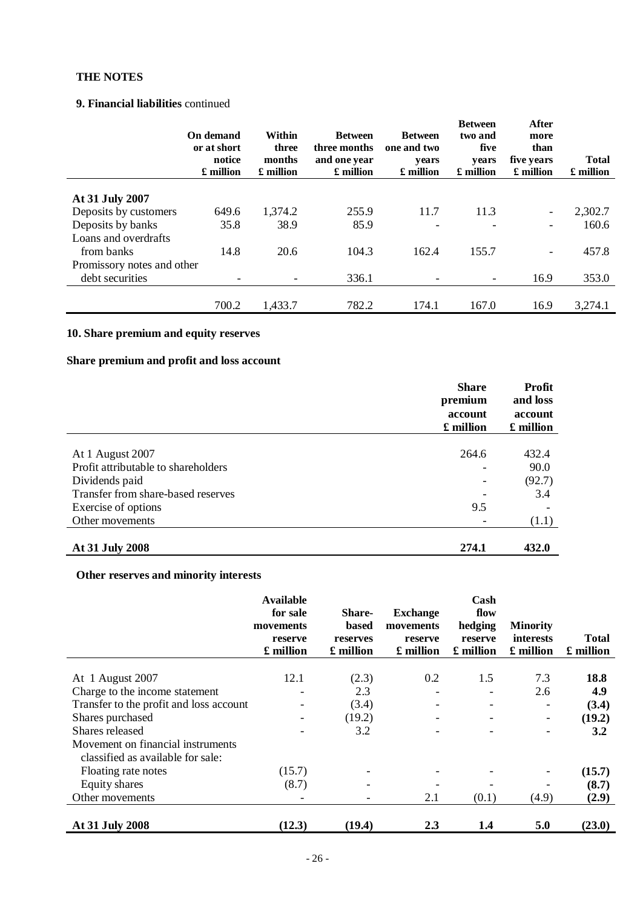## THE NOTES

### 9. Financial liabilities continued

| | On demand or at short notice £ million | Within three months £ million | Between three months and one year £ million | Between one and two years £ million | Between two and five years £ million | After more than five years £ million | Total £ million |
|---|---|---|---|---|---|---|---|
| **At 31 July 2007** | | | | | | | |
| Deposits by customers | 649.6 | 1,374.2 | 255.9 | 11.7 | 11.3 | - | 2,302.7 |
| Deposits by banks | 35.8 | 38.9 | 85.9 | - | - | - | 160.6 |
| Loans and overdrafts from banks | 14.8 | 20.6 | 104.3 | 162.4 | 155.7 | - | 457.8 |
| Promissory notes and other debt securities | - | - | 336.1 | - | - | 16.9 | 353.0 |
| | 700.2 | 1,433.7 | 782.2 | 174.1 | 167.0 | 16.9 | 3,274.1 |

### 10. Share premium and equity reserves

#### Share premium and profit and loss account

| | Share premium account £ million | Profit and loss account £ million |
|---|---|---|
| At 1 August 2007 | 264.6 | 432.4 |
| Profit attributable to shareholders | - | 90.0 |
| Dividends paid | - | (92.7) |
| Transfer from share-based reserves | - | 3.4 |
| Exercise of options | 9.5 | - |
| Other movements | - | (1.1) |
| **At 31 July 2008** | **274.1** | **432.0** |

#### Other reserves and minority interests

| | Available for sale movements reserve £ million | Share-based reserves £ million | Exchange movements reserve £ million | Cash flow hedging reserve £ million | Minority interests £ million | Total £ million |
|---|---|---|---|---|---|---|
| At 1 August 2007 | 12.1 | (2.3) | 0.2 | 1.5 | 7.3 | **18.8** |
| Charge to the income statement | - | 2.3 | - | - | 2.6 | **4.9** |
| Transfer to the profit and loss account | - | (3.4) | - | - | - | **(3.4)** |
| Shares purchased | - | (19.2) | - | - | - | **(19.2)** |
| Shares released | - | 3.2 | - | - | - | **3.2** |
| Movement on financial instruments classified as available for sale: | | | | | | |
| Floating rate notes | (15.7) | - | - | - | - | **(15.7)** |
| Equity shares | (8.7) | - | - | - | - | **(8.7)** |
| Other movements | - | - | 2.1 | (0.1) | (4.9) | **(2.9)** |
| **At 31 July 2008** | **(12.3)** | **(19.4)** | **2.3** | **1.4** | **5.0** | **(23.0)** |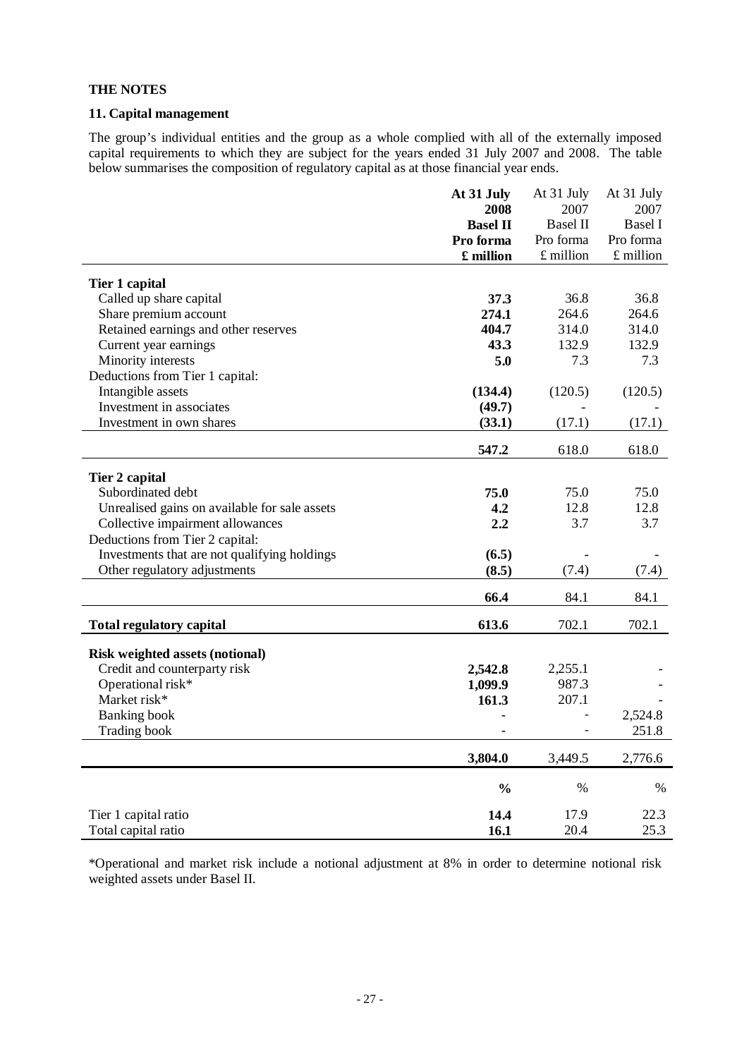**THE NOTES**

**11. Capital management**

The group's individual entities and the group as a whole complied with all of the externally imposed capital requirements to which they are subject for the years ended 31 July 2007 and 2008. The table below summarises the composition of regulatory capital as at those financial year ends.

| | **At 31 July 2008 Basel II Pro forma £ million** | At 31 July 2007 Basel II Pro forma £ million | At 31 July 2007 Basel I Pro forma £ million |
|---|---|---|---|
| **Tier 1 capital** | | | |
| Called up share capital | **37.3** | 36.8 | 36.8 |
| Share premium account | **274.1** | 264.6 | 264.6 |
| Retained earnings and other reserves | **404.7** | 314.0 | 314.0 |
| Current year earnings | **43.3** | 132.9 | 132.9 |
| Minority interests | **5.0** | 7.3 | 7.3 |
| Deductions from Tier 1 capital: | | | |
| Intangible assets | **(134.4)** | (120.5) | (120.5) |
| Investment in associates | **(49.7)** | - | - |
| Investment in own shares | **(33.1)** | (17.1) | (17.1) |
| | **547.2** | 618.0 | 618.0 |
| **Tier 2 capital** | | | |
| Subordinated debt | **75.0** | 75.0 | 75.0 |
| Unrealised gains on available for sale assets | **4.2** | 12.8 | 12.8 |
| Collective impairment allowances | **2.2** | 3.7 | 3.7 |
| Deductions from Tier 2 capital: | | | |
| Investments that are not qualifying holdings | **(6.5)** | - | - |
| Other regulatory adjustments | **(8.5)** | (7.4) | (7.4) |
| | **66.4** | 84.1 | 84.1 |
| **Total regulatory capital** | **613.6** | 702.1 | 702.1 |
| **Risk weighted assets (notional)** | | | |
| Credit and counterparty risk | **2,542.8** | 2,255.1 | - |
| Operational risk* | **1,099.9** | 987.3 | - |
| Market risk* | **161.3** | 207.1 | - |
| Banking book | - | - | 2,524.8 |
| Trading book | - | - | 251.8 |
| | **3,804.0** | 3,449.5 | 2,776.6 |
| | **%** | % | % |
| Tier 1 capital ratio | **14.4** | 17.9 | 22.3 |
| Total capital ratio | **16.1** | 20.4 | 25.3 |

*Operational and market risk include a notional adjustment at 8% in order to determine notional risk weighted assets under Basel II.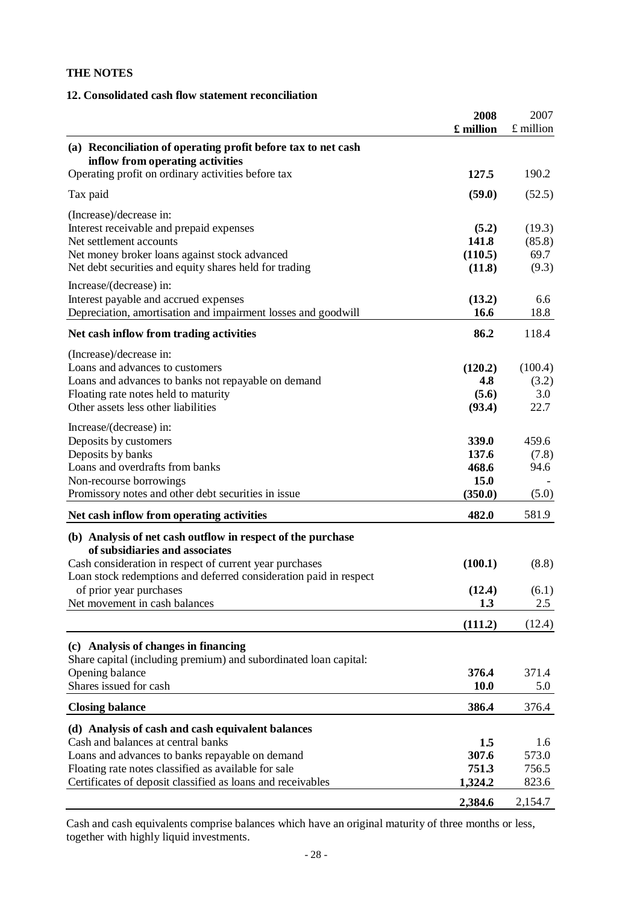**THE NOTES**

**12. Consolidated cash flow statement reconciliation**

| | **2008 £ million** | 2007 £ million |
|---|---|---|
| **(a) Reconciliation of operating profit before tax to net cash inflow from operating activities** | | |
| Operating profit on ordinary activities before tax | **127.5** | 190.2 |
| Tax paid | **(59.0)** | (52.5) |
| (Increase)/decrease in: | | |
| Interest receivable and prepaid expenses | **(5.2)** | (19.3) |
| Net settlement accounts | **141.8** | (85.8) |
| Net money broker loans against stock advanced | **(110.5)** | 69.7 |
| Net debt securities and equity shares held for trading | **(11.8)** | (9.3) |
| Increase/(decrease) in: | | |
| Interest payable and accrued expenses | **(13.2)** | 6.6 |
| Depreciation, amortisation and impairment losses and goodwill | **16.6** | 18.8 |
| **Net cash inflow from trading activities** | **86.2** | 118.4 |
| (Increase)/decrease in: | | |
| Loans and advances to customers | **(120.2)** | (100.4) |
| Loans and advances to banks not repayable on demand | **4.8** | (3.2) |
| Floating rate notes held to maturity | **(5.6)** | 3.0 |
| Other assets less other liabilities | **(93.4)** | 22.7 |
| Increase/(decrease) in: | | |
| Deposits by customers | **339.0** | 459.6 |
| Deposits by banks | **137.6** | (7.8) |
| Loans and overdrafts from banks | **468.6** | 94.6 |
| Non-recourse borrowings | **15.0** | - |
| Promissory notes and other debt securities in issue | **(350.0)** | (5.0) |
| **Net cash inflow from operating activities** | **482.0** | 581.9 |
| **(b) Analysis of net cash outflow in respect of the purchase of subsidiaries and associates** | | |
| Cash consideration in respect of current year purchases | **(100.1)** | (8.8) |
| Loan stock redemptions and deferred consideration paid in respect of prior year purchases | **(12.4)** | (6.1) |
| Net movement in cash balances | **1.3** | 2.5 |
| | **(111.2)** | (12.4) |
| **(c) Analysis of changes in financing** | | |
| Share capital (including premium) and subordinated loan capital: | | |
| Opening balance | **376.4** | 371.4 |
| Shares issued for cash | **10.0** | 5.0 |
| **Closing balance** | **386.4** | 376.4 |
| **(d) Analysis of cash and cash equivalent balances** | | |
| Cash and balances at central banks | **1.5** | 1.6 |
| Loans and advances to banks repayable on demand | **307.6** | 573.0 |
| Floating rate notes classified as available for sale | **751.3** | 756.5 |
| Certificates of deposit classified as loans and receivables | **1,324.2** | 823.6 |
| | **2,384.6** | 2,154.7 |

Cash and cash equivalents comprise balances which have an original maturity of three months or less, together with highly liquid investments.